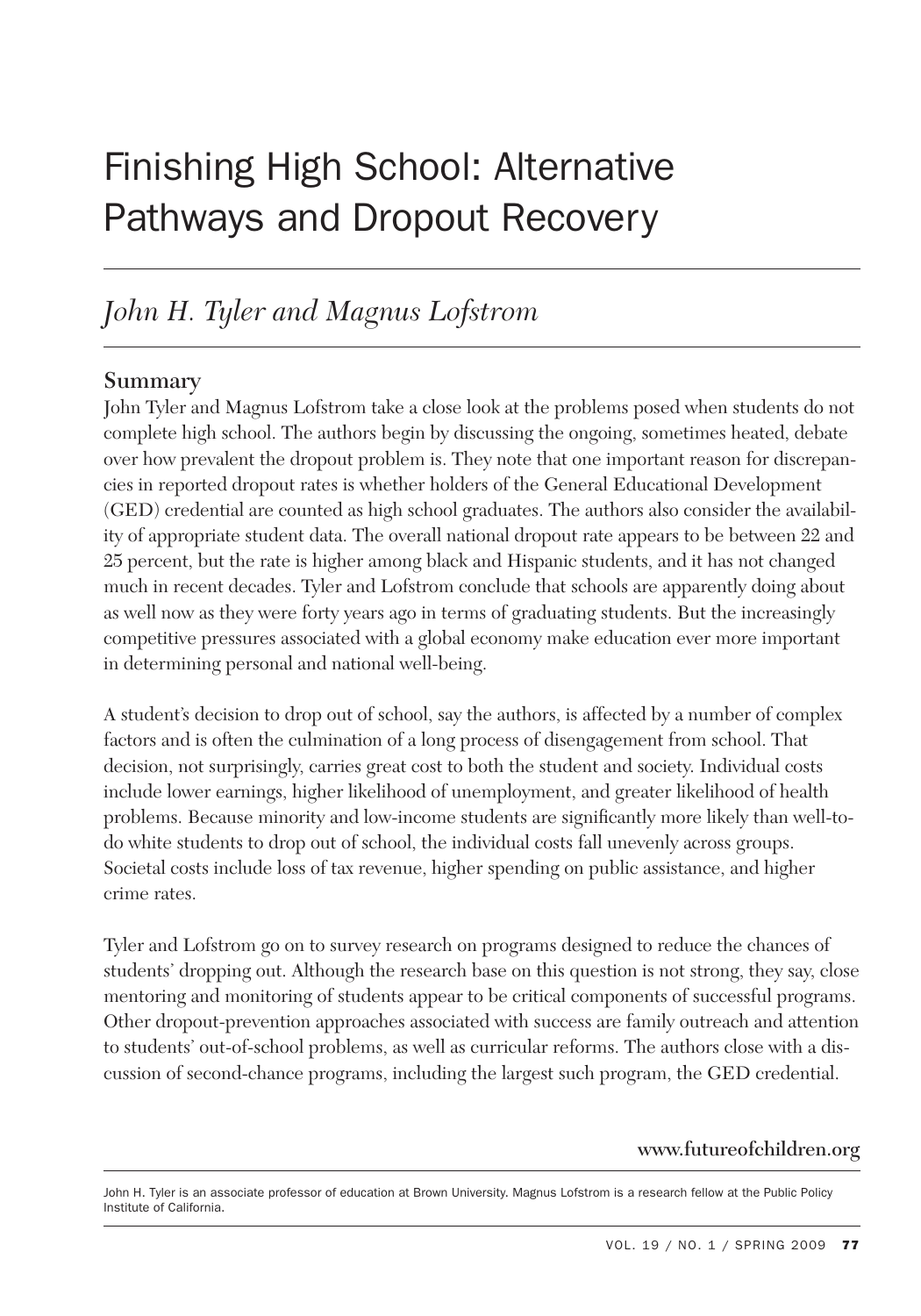# Finishing High School: Alternative Pathways and Dropout Recovery

*John H. Tyler and Magnus Lofstrom*

## Summary

John Tyler and Magnus Lofstrom take a close look at the problems posed when students do not complete high school. The authors begin by discussing the ongoing, sometimes heated, debate over how prevalent the dropout problem is. They note that one important reason for discrepancies in reported dropout rates is whether holders of the General Educational Development (GED) credential are counted as high school graduates. The authors also consider the availability of appropriate student data. The overall national dropout rate appears to be between 22 and 25 percent, but the rate is higher among black and Hispanic students, and it has not changed much in recent decades. Tyler and Lofstrom conclude that schools are apparently doing about as well now as they were forty years ago in terms of graduating students. But the increasingly competitive pressures associated with a global economy make education ever more important in determining personal and national well-being.

A student's decision to drop out of school, say the authors, is affected by a number of complex factors and is often the culmination of a long process of disengagement from school. That decision, not surprisingly, carries great cost to both the student and society. Individual costs include lower earnings, higher likelihood of unemployment, and greater likelihood of health problems. Because minority and low-income students are significantly more likely than well-to-do white students to drop out of school, the individual costs fall unevenly across groups. Societal costs include loss of tax revenue, higher spending on public assistance, and higher crime rates.

Tyler and Lofstrom go on to survey research on programs designed to reduce the chances of students' dropping out. Although the research base on this question is not strong, they say, close mentoring and monitoring of students appear to be critical components of successful programs. Other dropout-prevention approaches associated with success are family outreach and attention to students' out-of-school problems, as well as curricular reforms. The authors close with a discussion of second-chance programs, including the largest such program, the GED credential.

**www.futureofchildren.org**

John H. Tyler is an associate professor of education at Brown University. Magnus Lofstrom is a research fellow at the Public Policy Institute of California.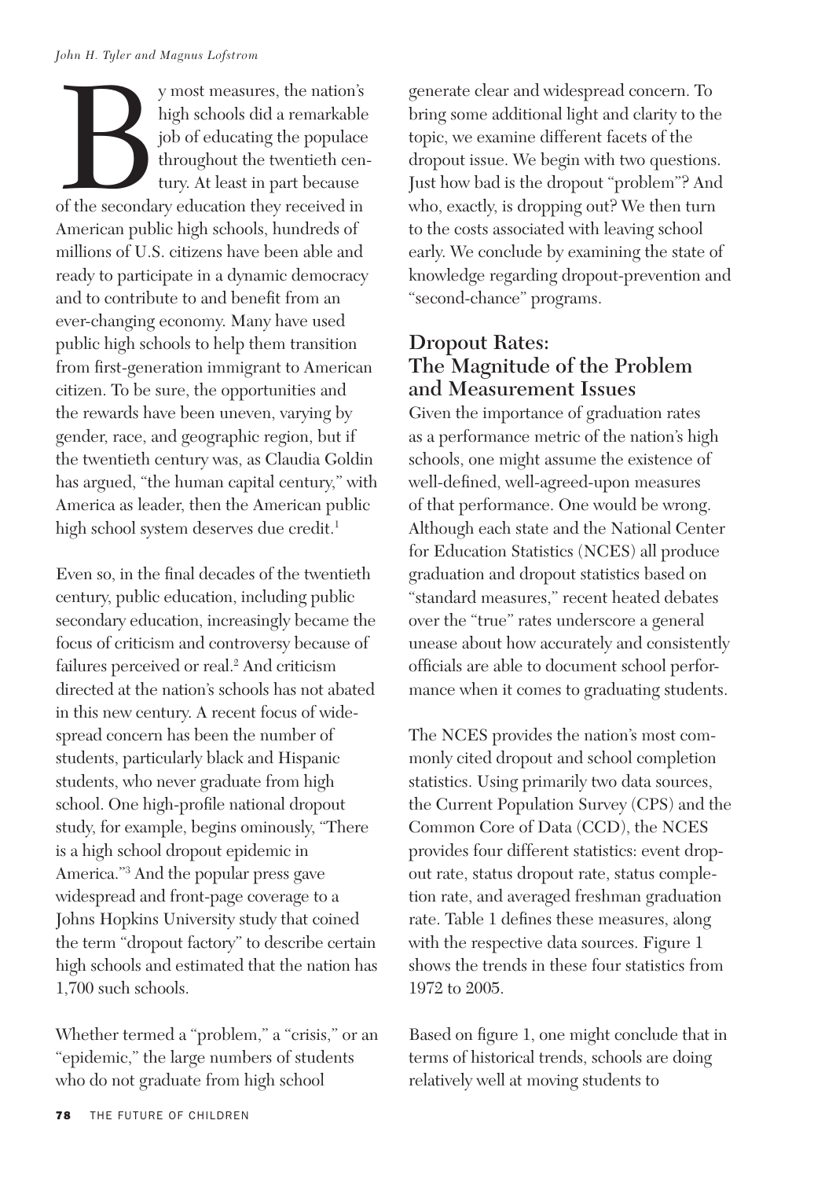By most measures, the nation's high schools did a remarkable job of educating the populace throughout the twentieth century. At least in part because of the secondary education they received in American public high schools, hundreds of millions of U.S. citizens have been able and ready to participate in a dynamic democracy and to contribute to and benefit from an ever-changing economy. Many have used public high schools to help them transition from first-generation immigrant to American citizen. To be sure, the opportunities and the rewards have been uneven, varying by gender, race, and geographic region, but if the twentieth century was, as Claudia Goldin has argued, "the human capital century," with America as leader, then the American public high school system deserves due credit.[1]

Even so, in the final decades of the twentieth century, public education, including public secondary education, increasingly became the focus of criticism and controversy because of failures perceived or real.[2] And criticism directed at the nation's schools has not abated in this new century. A recent focus of widespread concern has been the number of students, particularly black and Hispanic students, who never graduate from high school. One high-profile national dropout study, for example, begins ominously, "There is a high school dropout epidemic in America."[3] And the popular press gave widespread and front-page coverage to a Johns Hopkins University study that coined the term "dropout factory" to describe certain high schools and estimated that the nation has 1,700 such schools.

Whether termed a "problem," a "crisis," or an "epidemic," the large numbers of students who do not graduate from high school generate clear and widespread concern. To bring some additional light and clarity to the topic, we examine different facets of the dropout issue. We begin with two questions. Just how bad is the dropout "problem"? And who, exactly, is dropping out? We then turn to the costs associated with leaving school early. We conclude by examining the state of knowledge regarding dropout-prevention and "second-chance" programs.

## Dropout Rates: The Magnitude of the Problem and Measurement Issues

Given the importance of graduation rates as a performance metric of the nation's high schools, one might assume the existence of well-defined, well-agreed-upon measures of that performance. One would be wrong. Although each state and the National Center for Education Statistics (NCES) all produce graduation and dropout statistics based on "standard measures," recent heated debates over the "true" rates underscore a general unease about how accurately and consistently officials are able to document school performance when it comes to graduating students.

The NCES provides the nation's most commonly cited dropout and school completion statistics. Using primarily two data sources, the Current Population Survey (CPS) and the Common Core of Data (CCD), the NCES provides four different statistics: event dropout rate, status dropout rate, status completion rate, and averaged freshman graduation rate. Table 1 defines these measures, along with the respective data sources. Figure 1 shows the trends in these four statistics from 1972 to 2005.

Based on figure 1, one might conclude that in terms of historical trends, schools are doing relatively well at moving students to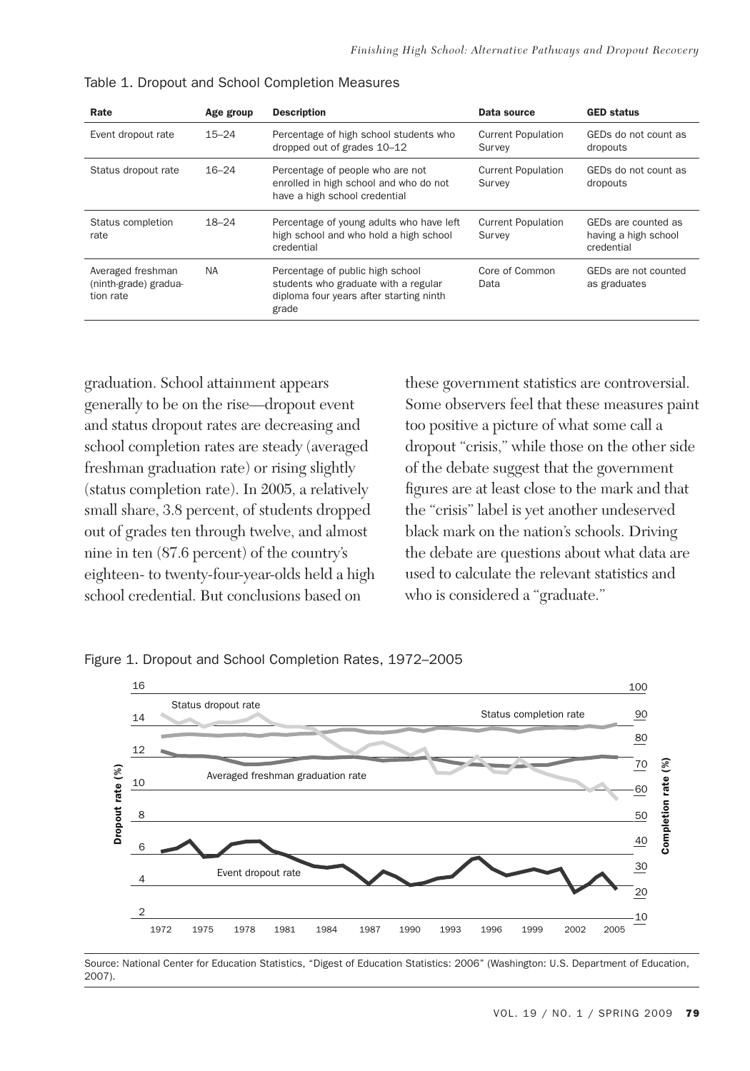Table 1. Dropout and School Completion Measures

| Rate | Age group | Description | Data source | GED status |
| --- | --- | --- | --- | --- |
| Event dropout rate | 15–24 | Percentage of high school students who dropped out of grades 10–12 | Current Population Survey | GEDs do not count as dropouts |
| Status dropout rate | 16–24 | Percentage of people who are not enrolled in high school and who do not have a high school credential | Current Population Survey | GEDs do not count as dropouts |
| Status completion rate | 18–24 | Percentage of young adults who have left high school and who hold a high school credential | Current Population Survey | GEDs are counted as having a high school credential |
| Averaged freshman (ninth-grade) graduation rate | NA | Percentage of public high school students who graduate with a regular diploma four years after starting ninth grade | Core of Common Data | GEDs are not counted as graduates |

graduation. School attainment appears generally to be on the rise—dropout event and status dropout rates are decreasing and school completion rates are steady (averaged freshman graduation rate) or rising slightly (status completion rate). In 2005, a relatively small share, 3.8 percent, of students dropped out of grades ten through twelve, and almost nine in ten (87.6 percent) of the country's eighteen- to twenty-four-year-olds held a high school credential. But conclusions based on these government statistics are controversial. Some observers feel that these measures paint too positive a picture of what some call a dropout "crisis," while those on the other side of the debate suggest that the government figures are at least close to the mark and that the "crisis" label is yet another undeserved black mark on the nation's schools. Driving the debate are questions about what data are used to calculate the relevant statistics and who is considered a "graduate."

Figure 1. Dropout and School Completion Rates, 1972–2005

Source: National Center for Education Statistics, "Digest of Education Statistics: 2006" (Washington: U.S. Department of Education, 2007).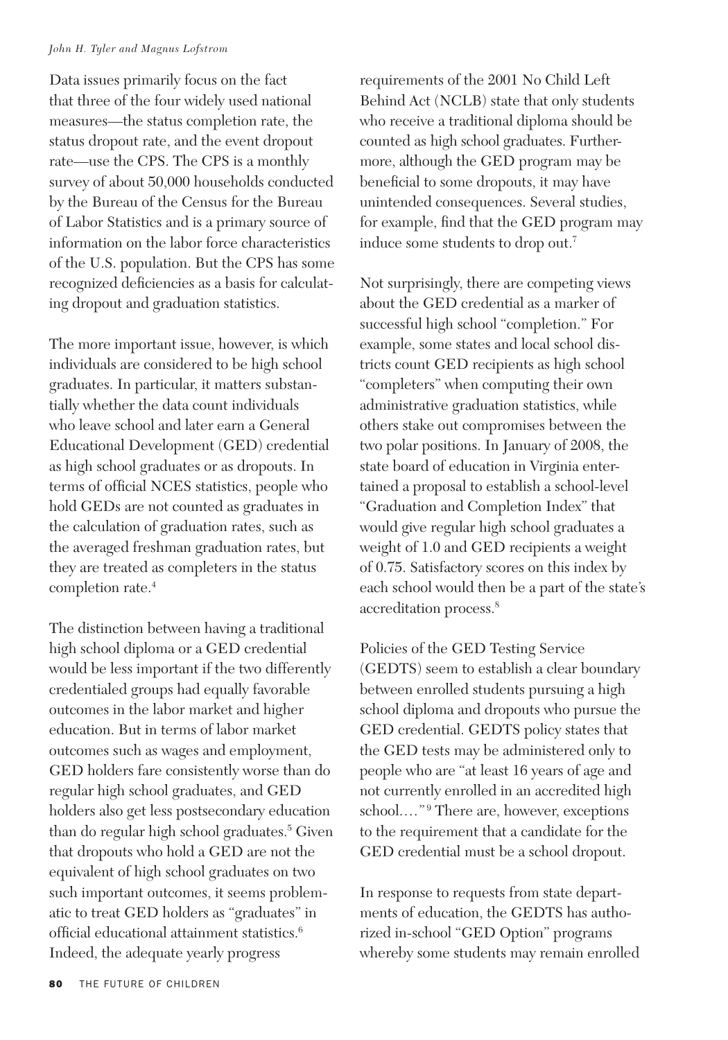Data issues primarily focus on the fact that three of the four widely used national measures—the status completion rate, the status dropout rate, and the event dropout rate—use the CPS. The CPS is a monthly survey of about 50,000 households conducted by the Bureau of the Census for the Bureau of Labor Statistics and is a primary source of information on the labor force characteristics of the U.S. population. But the CPS has some recognized deficiencies as a basis for calculating dropout and graduation statistics.

The more important issue, however, is which individuals are considered to be high school graduates. In particular, it matters substantially whether the data count individuals who leave school and later earn a General Educational Development (GED) credential as high school graduates or as dropouts. In terms of official NCES statistics, people who hold GEDs are not counted as graduates in the calculation of graduation rates, such as the averaged freshman graduation rates, but they are treated as completers in the status completion rate.[4]

The distinction between having a traditional high school diploma or a GED credential would be less important if the two differently credentialed groups had equally favorable outcomes in the labor market and higher education. But in terms of labor market outcomes such as wages and employment, GED holders fare consistently worse than do regular high school graduates, and GED holders also get less postsecondary education than do regular high school graduates.[5] Given that dropouts who hold a GED are not the equivalent of high school graduates on two such important outcomes, it seems problematic to treat GED holders as "graduates" in official educational attainment statistics.[6] Indeed, the adequate yearly progress requirements of the 2001 No Child Left Behind Act (NCLB) state that only students who receive a traditional diploma should be counted as high school graduates. Furthermore, although the GED program may be beneficial to some dropouts, it may have unintended consequences. Several studies, for example, find that the GED program may induce some students to drop out.[7]

Not surprisingly, there are competing views about the GED credential as a marker of successful high school "completion." For example, some states and local school districts count GED recipients as high school "completers" when computing their own administrative graduation statistics, while others stake out compromises between the two polar positions. In January of 2008, the state board of education in Virginia entertained a proposal to establish a school-level "Graduation and Completion Index" that would give regular high school graduates a weight of 1.0 and GED recipients a weight of 0.75. Satisfactory scores on this index by each school would then be a part of the state's accreditation process.[8]

Policies of the GED Testing Service (GEDTS) seem to establish a clear boundary between enrolled students pursuing a high school diploma and dropouts who pursue the GED credential. GEDTS policy states that the GED tests may be administered only to people who are "at least 16 years of age and not currently enrolled in an accredited high school…."[9] There are, however, exceptions to the requirement that a candidate for the GED credential must be a school dropout.

In response to requests from state departments of education, the GEDTS has authorized in-school "GED Option" programs whereby some students may remain enrolled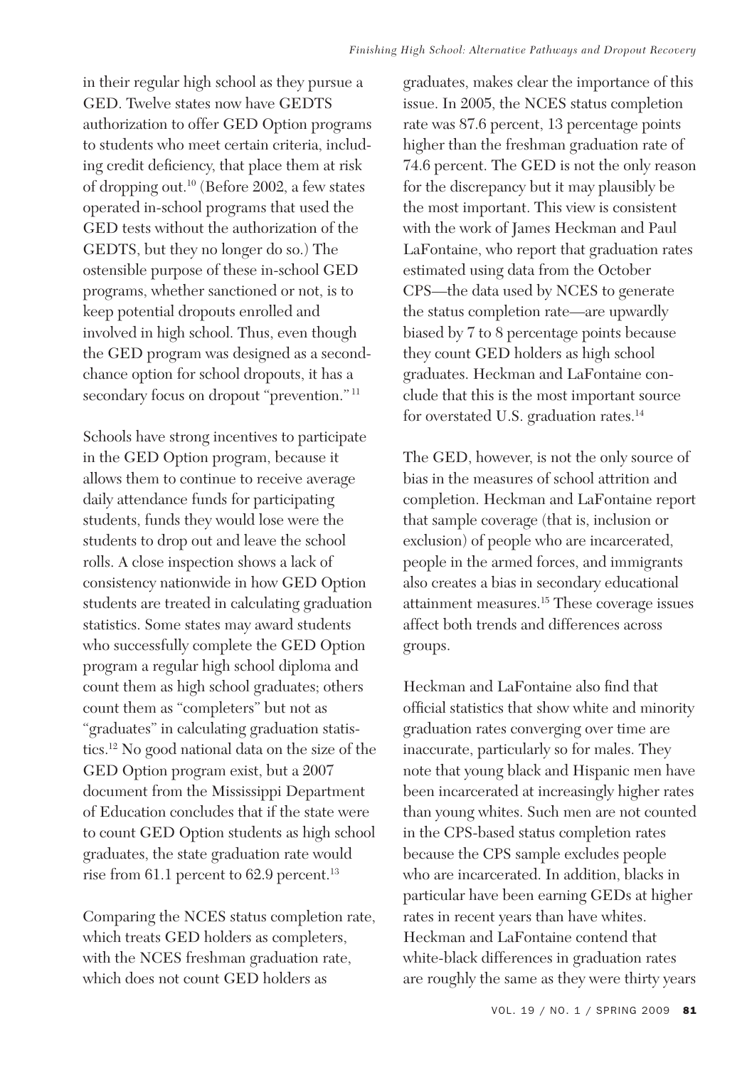in their regular high school as they pursue a GED. Twelve states now have GEDTS authorization to offer GED Option programs to students who meet certain criteria, including credit deficiency, that place them at risk of dropping out.[10] (Before 2002, a few states operated in-school programs that used the GED tests without the authorization of the GEDTS, but they no longer do so.) The ostensible purpose of these in-school GED programs, whether sanctioned or not, is to keep potential dropouts enrolled and involved in high school. Thus, even though the GED program was designed as a second-chance option for school dropouts, it has a secondary focus on dropout "prevention."[11]

Schools have strong incentives to participate in the GED Option program, because it allows them to continue to receive average daily attendance funds for participating students, funds they would lose were the students to drop out and leave the school rolls. A close inspection shows a lack of consistency nationwide in how GED Option students are treated in calculating graduation statistics. Some states may award students who successfully complete the GED Option program a regular high school diploma and count them as high school graduates; others count them as "completers" but not as "graduates" in calculating graduation statistics.[12] No good national data on the size of the GED Option program exist, but a 2007 document from the Mississippi Department of Education concludes that if the state were to count GED Option students as high school graduates, the state graduation rate would rise from 61.1 percent to 62.9 percent.[13]

Comparing the NCES status completion rate, which treats GED holders as completers, with the NCES freshman graduation rate, which does not count GED holders as graduates, makes clear the importance of this issue. In 2005, the NCES status completion rate was 87.6 percent, 13 percentage points higher than the freshman graduation rate of 74.6 percent. The GED is not the only reason for the discrepancy but it may plausibly be the most important. This view is consistent with the work of James Heckman and Paul LaFontaine, who report that graduation rates estimated using data from the October CPS—the data used by NCES to generate the status completion rate—are upwardly biased by 7 to 8 percentage points because they count GED holders as high school graduates. Heckman and LaFontaine conclude that this is the most important source for overstated U.S. graduation rates.[14]

The GED, however, is not the only source of bias in the measures of school attrition and completion. Heckman and LaFontaine report that sample coverage (that is, inclusion or exclusion) of people who are incarcerated, people in the armed forces, and immigrants also creates a bias in secondary educational attainment measures.[15] These coverage issues affect both trends and differences across groups.

Heckman and LaFontaine also find that official statistics that show white and minority graduation rates converging over time are inaccurate, particularly so for males. They note that young black and Hispanic men have been incarcerated at increasingly higher rates than young whites. Such men are not counted in the CPS-based status completion rates because the CPS sample excludes people who are incarcerated. In addition, blacks in particular have been earning GEDs at higher rates in recent years than have whites. Heckman and LaFontaine contend that white-black differences in graduation rates are roughly the same as they were thirty years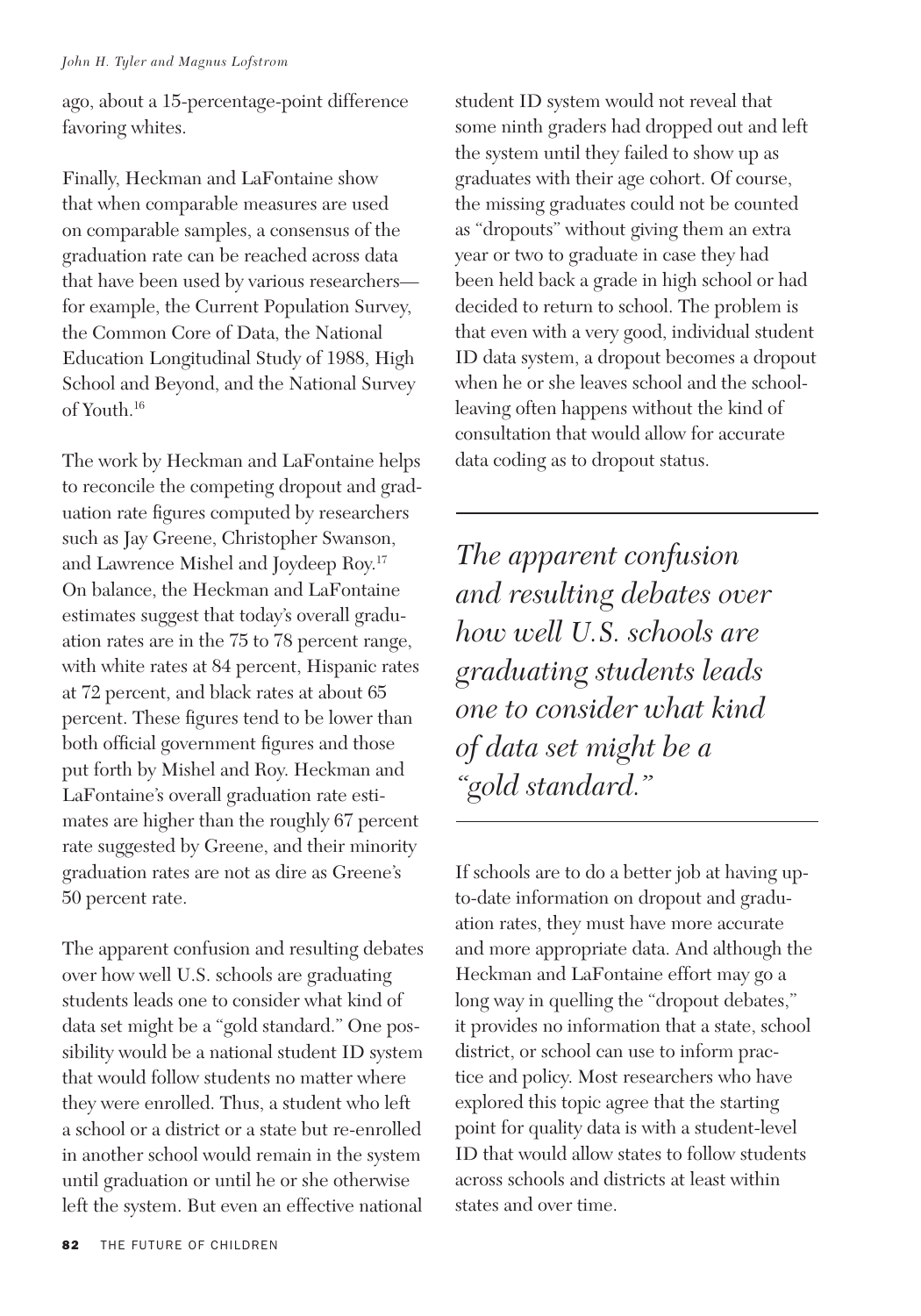ago, about a 15-percentage-point difference favoring whites.

Finally, Heckman and LaFontaine show that when comparable measures are used on comparable samples, a consensus of the graduation rate can be reached across data that have been used by various researchers—for example, the Current Population Survey, the Common Core of Data, the National Education Longitudinal Study of 1988, High School and Beyond, and the National Survey of Youth.[16]

The work by Heckman and LaFontaine helps to reconcile the competing dropout and graduation rate figures computed by researchers such as Jay Greene, Christopher Swanson, and Lawrence Mishel and Joydeep Roy.[17] On balance, the Heckman and LaFontaine estimates suggest that today's overall graduation rates are in the 75 to 78 percent range, with white rates at 84 percent, Hispanic rates at 72 percent, and black rates at about 65 percent. These figures tend to be lower than both official government figures and those put forth by Mishel and Roy. Heckman and LaFontaine's overall graduation rate estimates are higher than the roughly 67 percent rate suggested by Greene, and their minority graduation rates are not as dire as Greene's 50 percent rate.

The apparent confusion and resulting debates over how well U.S. schools are graduating students leads one to consider what kind of data set might be a "gold standard." One possibility would be a national student ID system that would follow students no matter where they were enrolled. Thus, a student who left a school or a district or a state but re-enrolled in another school would remain in the system until graduation or until he or she otherwise left the system. But even an effective national student ID system would not reveal that some ninth graders had dropped out and left the system until they failed to show up as graduates with their age cohort. Of course, the missing graduates could not be counted as "dropouts" without giving them an extra year or two to graduate in case they had been held back a grade in high school or had decided to return to school. The problem is that even with a very good, individual student ID data system, a dropout becomes a dropout when he or she leaves school and the school-leaving often happens without the kind of consultation that would allow for accurate data coding as to dropout status.

*The apparent confusion and resulting debates over how well U.S. schools are graduating students leads one to consider what kind of data set might be a "gold standard."*

If schools are to do a better job at having up-to-date information on dropout and graduation rates, they must have more accurate and more appropriate data. And although the Heckman and LaFontaine effort may go a long way in quelling the "dropout debates," it provides no information that a state, school district, or school can use to inform practice and policy. Most researchers who have explored this topic agree that the starting point for quality data is with a student-level ID that would allow states to follow students across schools and districts at least within states and over time.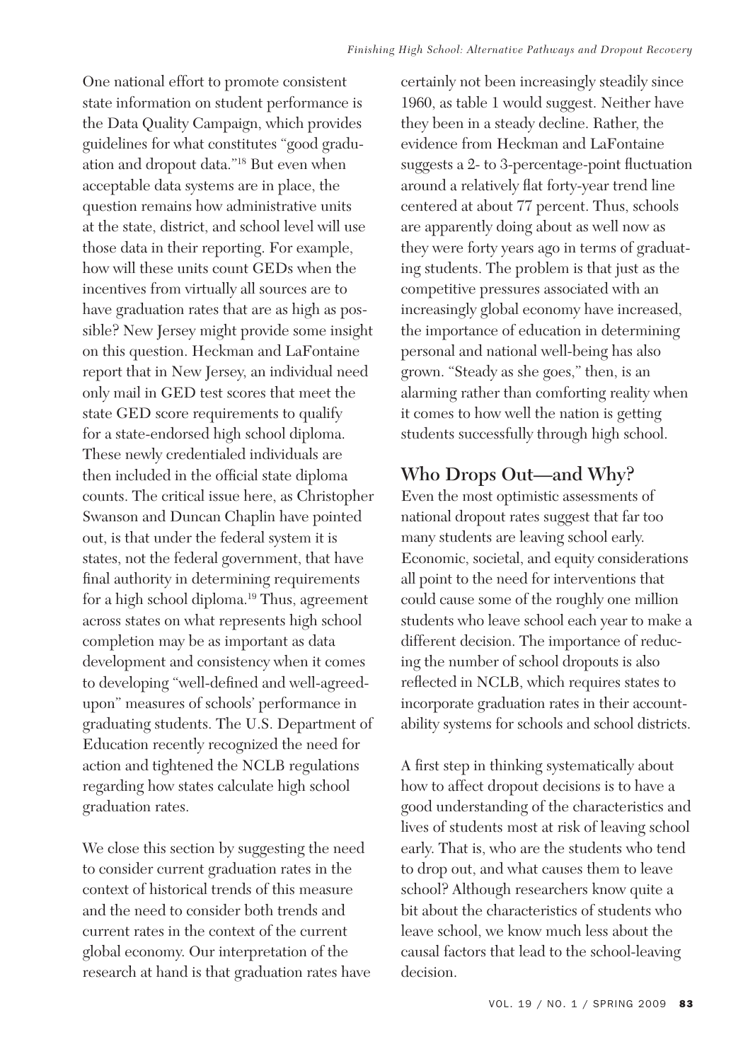One national effort to promote consistent state information on student performance is the Data Quality Campaign, which provides guidelines for what constitutes "good graduation and dropout data."[18] But even when acceptable data systems are in place, the question remains how administrative units at the state, district, and school level will use those data in their reporting. For example, how will these units count GEDs when the incentives from virtually all sources are to have graduation rates that are as high as possible? New Jersey might provide some insight on this question. Heckman and LaFontaine report that in New Jersey, an individual need only mail in GED test scores that meet the state GED score requirements to qualify for a state-endorsed high school diploma. These newly credentialed individuals are then included in the official state diploma counts. The critical issue here, as Christopher Swanson and Duncan Chaplin have pointed out, is that under the federal system it is states, not the federal government, that have final authority in determining requirements for a high school diploma.[19] Thus, agreement across states on what represents high school completion may be as important as data development and consistency when it comes to developing "well-defined and well-agreed-upon" measures of schools' performance in graduating students. The U.S. Department of Education recently recognized the need for action and tightened the NCLB regulations regarding how states calculate high school graduation rates.

We close this section by suggesting the need to consider current graduation rates in the context of historical trends of this measure and the need to consider both trends and current rates in the context of the current global economy. Our interpretation of the research at hand is that graduation rates have certainly not been increasingly steadily since 1960, as table 1 would suggest. Neither have they been in a steady decline. Rather, the evidence from Heckman and LaFontaine suggests a 2- to 3-percentage-point fluctuation around a relatively flat forty-year trend line centered at about 77 percent. Thus, schools are apparently doing about as well now as they were forty years ago in terms of graduating students. The problem is that just as the competitive pressures associated with an increasingly global economy have increased, the importance of education in determining personal and national well-being has also grown. "Steady as she goes," then, is an alarming rather than comforting reality when it comes to how well the nation is getting students successfully through high school.

## Who Drops Out—and Why?

Even the most optimistic assessments of national dropout rates suggest that far too many students are leaving school early. Economic, societal, and equity considerations all point to the need for interventions that could cause some of the roughly one million students who leave school each year to make a different decision. The importance of reducing the number of school dropouts is also reflected in NCLB, which requires states to incorporate graduation rates in their accountability systems for schools and school districts.

A first step in thinking systematically about how to affect dropout decisions is to have a good understanding of the characteristics and lives of students most at risk of leaving school early. That is, who are the students who tend to drop out, and what causes them to leave school? Although researchers know quite a bit about the characteristics of students who leave school, we know much less about the causal factors that lead to the school-leaving decision.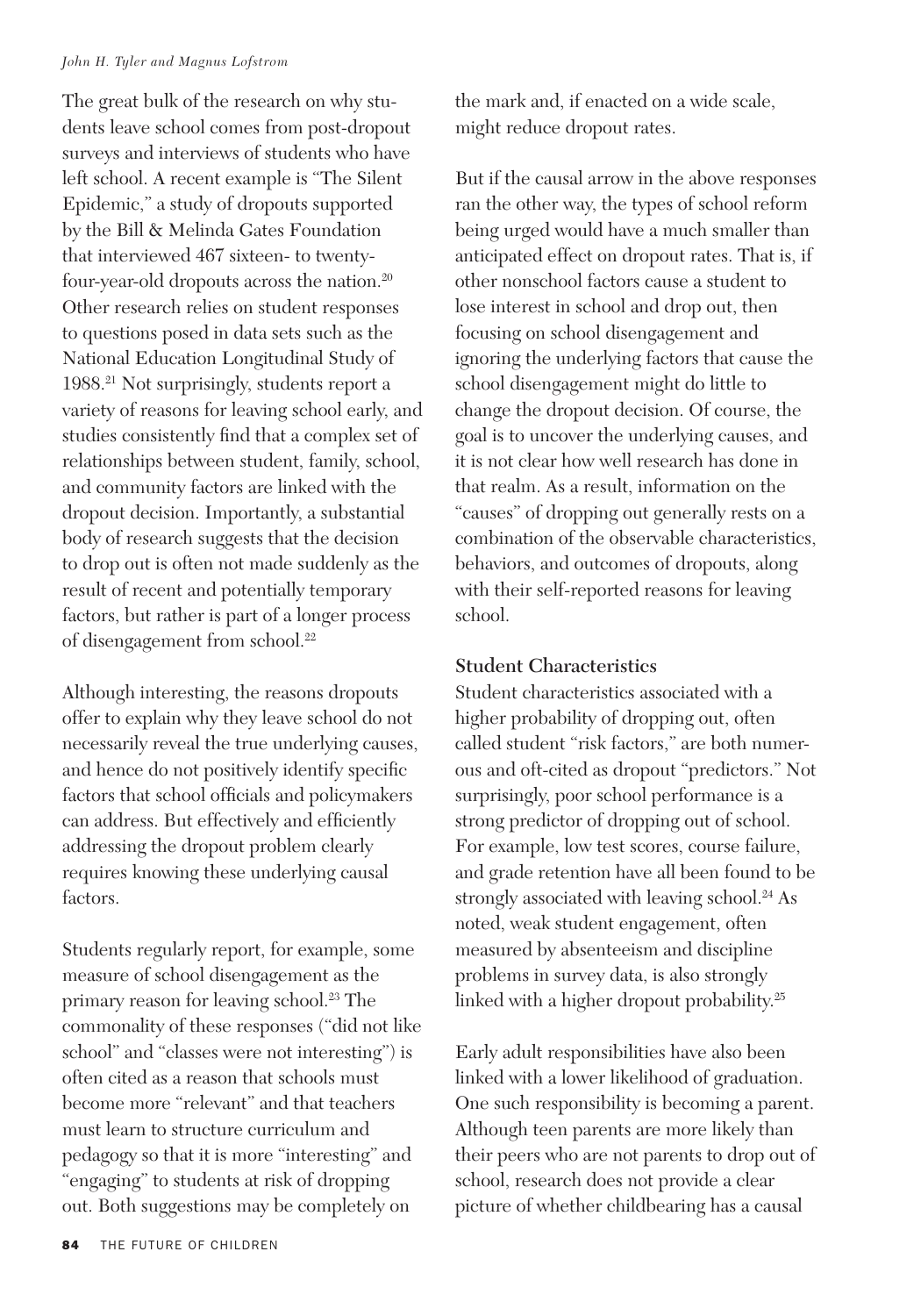The great bulk of the research on why students leave school comes from post-dropout surveys and interviews of students who have left school. A recent example is "The Silent Epidemic," a study of dropouts supported by the Bill & Melinda Gates Foundation that interviewed 467 sixteen- to twenty-four-year-old dropouts across the nation.[20] Other research relies on student responses to questions posed in data sets such as the National Education Longitudinal Study of 1988.[21] Not surprisingly, students report a variety of reasons for leaving school early, and studies consistently find that a complex set of relationships between student, family, school, and community factors are linked with the dropout decision. Importantly, a substantial body of research suggests that the decision to drop out is often not made suddenly as the result of recent and potentially temporary factors, but rather is part of a longer process of disengagement from school.[22]

Although interesting, the reasons dropouts offer to explain why they leave school do not necessarily reveal the true underlying causes, and hence do not positively identify specific factors that school officials and policymakers can address. But effectively and efficiently addressing the dropout problem clearly requires knowing these underlying causal factors.

Students regularly report, for example, some measure of school disengagement as the primary reason for leaving school.[23] The commonality of these responses ("did not like school" and "classes were not interesting") is often cited as a reason that schools must become more "relevant" and that teachers must learn to structure curriculum and pedagogy so that it is more "interesting" and "engaging" to students at risk of dropping out. Both suggestions may be completely on the mark and, if enacted on a wide scale, might reduce dropout rates.

But if the causal arrow in the above responses ran the other way, the types of school reform being urged would have a much smaller than anticipated effect on dropout rates. That is, if other nonschool factors cause a student to lose interest in school and drop out, then focusing on school disengagement and ignoring the underlying factors that cause the school disengagement might do little to change the dropout decision. Of course, the goal is to uncover the underlying causes, and it is not clear how well research has done in that realm. As a result, information on the "causes" of dropping out generally rests on a combination of the observable characteristics, behaviors, and outcomes of dropouts, along with their self-reported reasons for leaving school.

### Student Characteristics

Student characteristics associated with a higher probability of dropping out, often called student "risk factors," are both numerous and oft-cited as dropout "predictors." Not surprisingly, poor school performance is a strong predictor of dropping out of school. For example, low test scores, course failure, and grade retention have all been found to be strongly associated with leaving school.[24] As noted, weak student engagement, often measured by absenteeism and discipline problems in survey data, is also strongly linked with a higher dropout probability.[25]

Early adult responsibilities have also been linked with a lower likelihood of graduation. One such responsibility is becoming a parent. Although teen parents are more likely than their peers who are not parents to drop out of school, research does not provide a clear picture of whether childbearing has a causal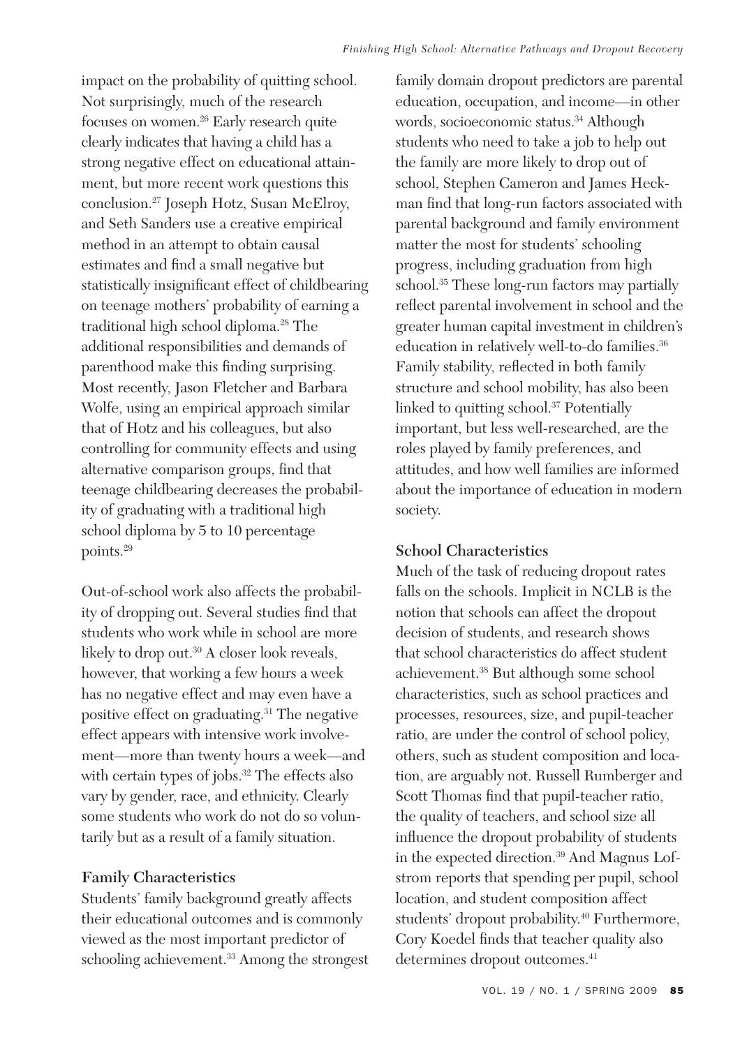impact on the probability of quitting school. Not surprisingly, much of the research focuses on women.[26] Early research quite clearly indicates that having a child has a strong negative effect on educational attainment, but more recent work questions this conclusion.[27] Joseph Hotz, Susan McElroy, and Seth Sanders use a creative empirical method in an attempt to obtain causal estimates and find a small negative but statistically insignificant effect of childbearing on teenage mothers' probability of earning a traditional high school diploma.[28] The additional responsibilities and demands of parenthood make this finding surprising. Most recently, Jason Fletcher and Barbara Wolfe, using an empirical approach similar that of Hotz and his colleagues, but also controlling for community effects and using alternative comparison groups, find that teenage childbearing decreases the probability of graduating with a traditional high school diploma by 5 to 10 percentage points.[29]

Out-of-school work also affects the probability of dropping out. Several studies find that students who work while in school are more likely to drop out.[30] A closer look reveals, however, that working a few hours a week has no negative effect and may even have a positive effect on graduating.[31] The negative effect appears with intensive work involvement—more than twenty hours a week—and with certain types of jobs.[32] The effects also vary by gender, race, and ethnicity. Clearly some students who work do not do so voluntarily but as a result of a family situation.

### Family Characteristics

Students' family background greatly affects their educational outcomes and is commonly viewed as the most important predictor of schooling achievement.[33] Among the strongest family domain dropout predictors are parental education, occupation, and income—in other words, socioeconomic status.[34] Although students who need to take a job to help out the family are more likely to drop out of school, Stephen Cameron and James Heckman find that long-run factors associated with parental background and family environment matter the most for students' schooling progress, including graduation from high school.[35] These long-run factors may partially reflect parental involvement in school and the greater human capital investment in children's education in relatively well-to-do families.[36] Family stability, reflected in both family structure and school mobility, has also been linked to quitting school.[37] Potentially important, but less well-researched, are the roles played by family preferences, and attitudes, and how well families are informed about the importance of education in modern society.

### School Characteristics

Much of the task of reducing dropout rates falls on the schools. Implicit in NCLB is the notion that schools can affect the dropout decision of students, and research shows that school characteristics do affect student achievement.[38] But although some school characteristics, such as school practices and processes, resources, size, and pupil-teacher ratio, are under the control of school policy, others, such as student composition and location, are arguably not. Russell Rumberger and Scott Thomas find that pupil-teacher ratio, the quality of teachers, and school size all influence the dropout probability of students in the expected direction.[39] And Magnus Lofstrom reports that spending per pupil, school location, and student composition affect students' dropout probability.[40] Furthermore, Cory Koedel finds that teacher quality also determines dropout outcomes.[41]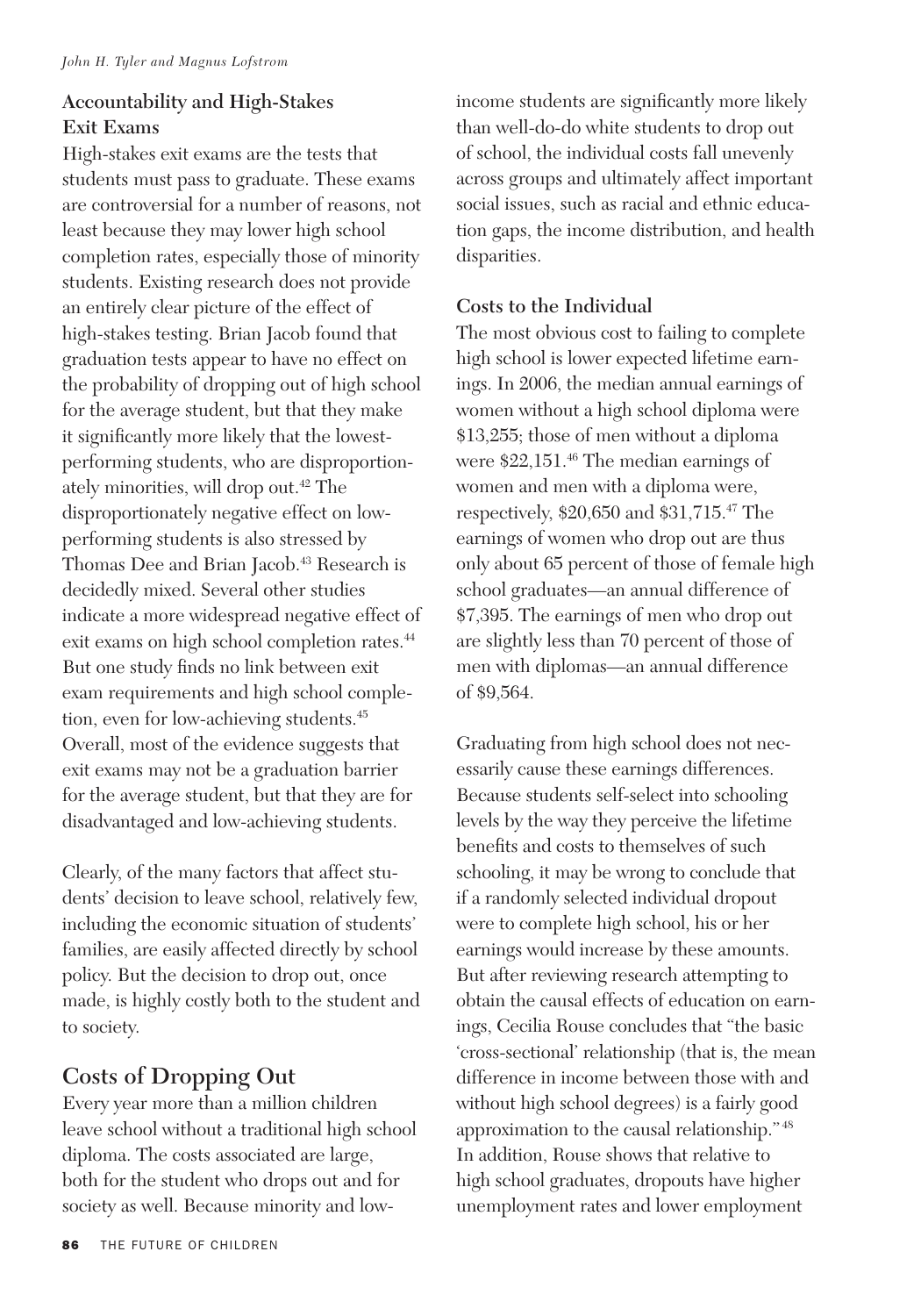### Accountability and High-Stakes Exit Exams

High-stakes exit exams are the tests that students must pass to graduate. These exams are controversial for a number of reasons, not least because they may lower high school completion rates, especially those of minority students. Existing research does not provide an entirely clear picture of the effect of high-stakes testing. Brian Jacob found that graduation tests appear to have no effect on the probability of dropping out of high school for the average student, but that they make it significantly more likely that the lowest-performing students, who are disproportionately minorities, will drop out.[42] The disproportionately negative effect on low-performing students is also stressed by Thomas Dee and Brian Jacob.[43] Research is decidedly mixed. Several other studies indicate a more widespread negative effect of exit exams on high school completion rates.[44] But one study finds no link between exit exam requirements and high school completion, even for low-achieving students.[45] Overall, most of the evidence suggests that exit exams may not be a graduation barrier for the average student, but that they are for disadvantaged and low-achieving students.

Clearly, of the many factors that affect students' decision to leave school, relatively few, including the economic situation of students' families, are easily affected directly by school policy. But the decision to drop out, once made, is highly costly both to the student and to society.

## Costs of Dropping Out

Every year more than a million children leave school without a traditional high school diploma. The costs associated are large, both for the student who drops out and for society as well. Because minority and low-income students are significantly more likely than well-do-do white students to drop out of school, the individual costs fall unevenly across groups and ultimately affect important social issues, such as racial and ethnic education gaps, the income distribution, and health disparities.

### Costs to the Individual

The most obvious cost to failing to complete high school is lower expected lifetime earnings. In 2006, the median annual earnings of women without a high school diploma were $13,255; those of men without a diploma were $22,151.[46] The median earnings of women and men with a diploma were, respectively, $20,650 and $31,715.[47] The earnings of women who drop out are thus only about 65 percent of those of female high school graduates—an annual difference of $7,395. The earnings of men who drop out are slightly less than 70 percent of those of men with diplomas—an annual difference of $9,564.

Graduating from high school does not necessarily cause these earnings differences. Because students self-select into schooling levels by the way they perceive the lifetime benefits and costs to themselves of such schooling, it may be wrong to conclude that if a randomly selected individual dropout were to complete high school, his or her earnings would increase by these amounts. But after reviewing research attempting to obtain the causal effects of education on earnings, Cecilia Rouse concludes that "the basic 'cross-sectional' relationship (that is, the mean difference in income between those with and without high school degrees) is a fairly good approximation to the causal relationship."[48] In addition, Rouse shows that relative to high school graduates, dropouts have higher unemployment rates and lower employment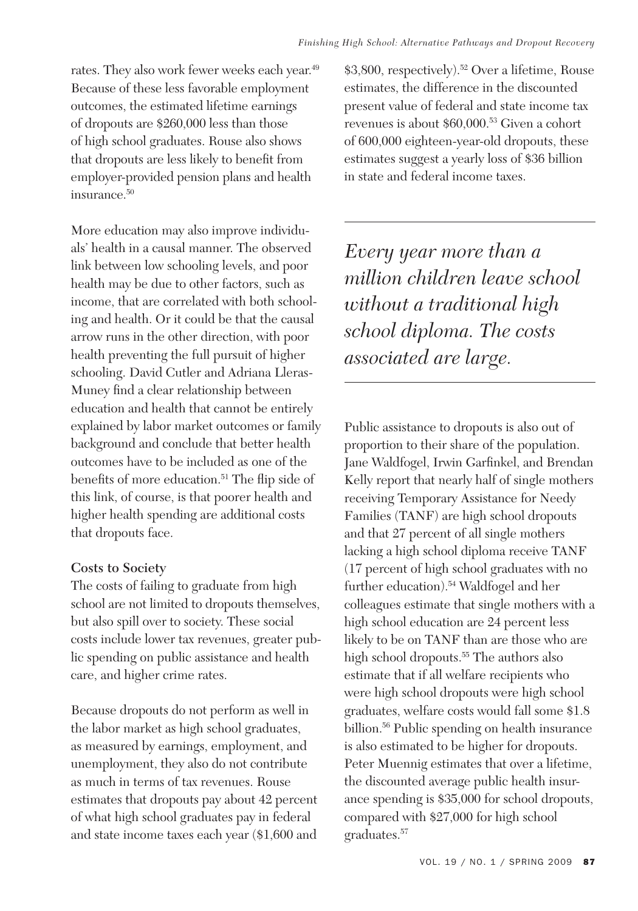rates. They also work fewer weeks each year.[49] Because of these less favorable employment outcomes, the estimated lifetime earnings of dropouts are $260,000 less than those of high school graduates. Rouse also shows that dropouts are less likely to benefit from employer-provided pension plans and health insurance.[50]

More education may also improve individuals' health in a causal manner. The observed link between low schooling levels, and poor health may be due to other factors, such as income, that are correlated with both schooling and health. Or it could be that the causal arrow runs in the other direction, with poor health preventing the full pursuit of higher schooling. David Cutler and Adriana Lleras-Muney find a clear relationship between education and health that cannot be entirely explained by labor market outcomes or family background and conclude that better health outcomes have to be included as one of the benefits of more education.[51] The flip side of this link, of course, is that poorer health and higher health spending are additional costs that dropouts face.

**Costs to Society**

The costs of failing to graduate from high school are not limited to dropouts themselves, but also spill over to society. These social costs include lower tax revenues, greater public spending on public assistance and health care, and higher crime rates.

Because dropouts do not perform as well in the labor market as high school graduates, as measured by earnings, employment, and unemployment, they also do not contribute as much in terms of tax revenues. Rouse estimates that dropouts pay about 42 percent of what high school graduates pay in federal and state income taxes each year ($1,600 and $3,800, respectively).[52] Over a lifetime, Rouse estimates, the difference in the discounted present value of federal and state income tax revenues is about $60,000.[53] Given a cohort of 600,000 eighteen-year-old dropouts, these estimates suggest a yearly loss of $36 billion in state and federal income taxes.

*Every year more than a million children leave school without a traditional high school diploma. The costs associated are large.*

Public assistance to dropouts is also out of proportion to their share of the population. Jane Waldfogel, Irwin Garfinkel, and Brendan Kelly report that nearly half of single mothers receiving Temporary Assistance for Needy Families (TANF) are high school dropouts and that 27 percent of all single mothers lacking a high school diploma receive TANF (17 percent of high school graduates with no further education).[54] Waldfogel and her colleagues estimate that single mothers with a high school education are 24 percent less likely to be on TANF than are those who are high school dropouts.[55] The authors also estimate that if all welfare recipients who were high school dropouts were high school graduates, welfare costs would fall some $1.8 billion.[56] Public spending on health insurance is also estimated to be higher for dropouts. Peter Muennig estimates that over a lifetime, the discounted average public health insurance spending is $35,000 for school dropouts, compared with $27,000 for high school graduates.[57]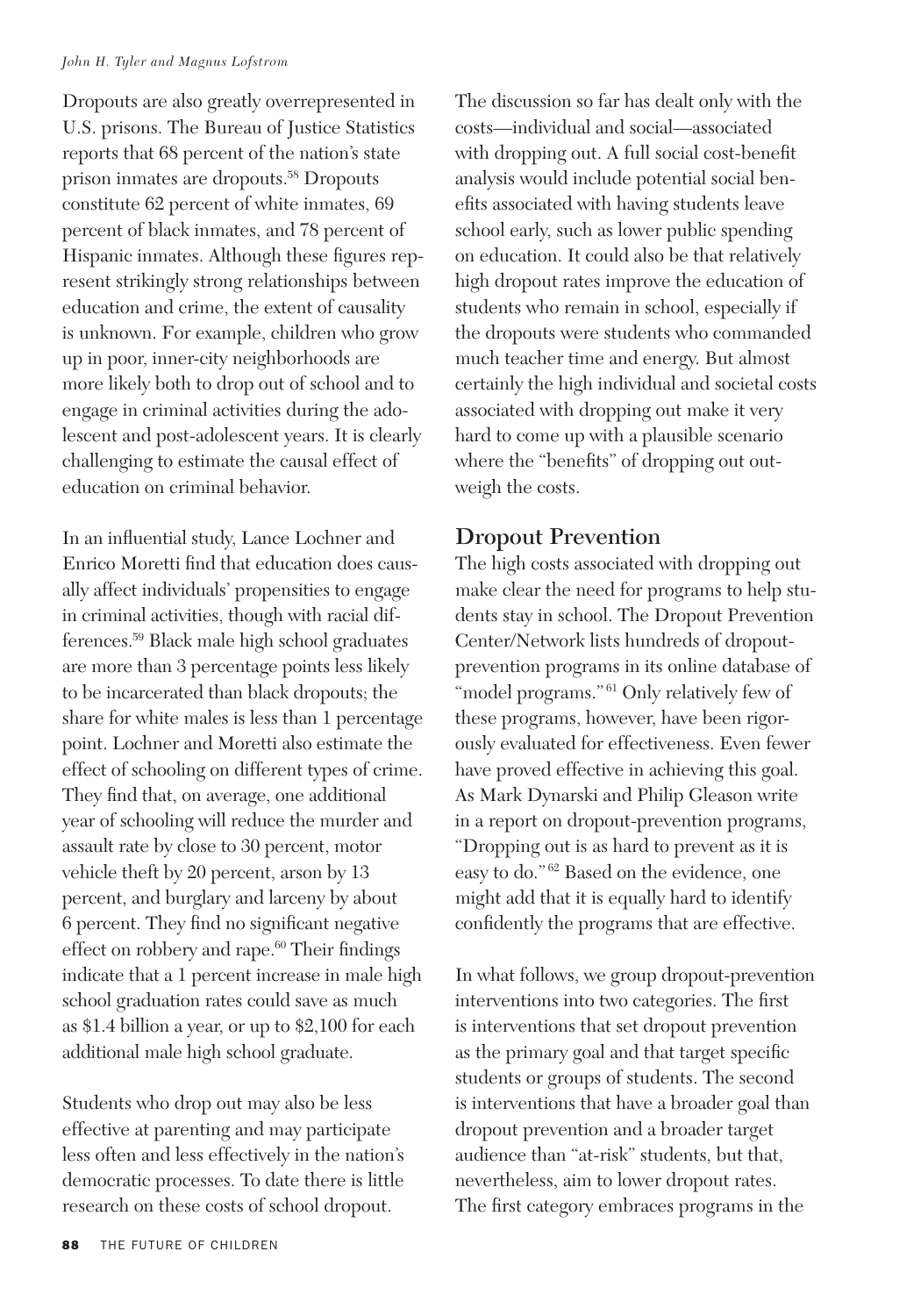Dropouts are also greatly overrepresented in U.S. prisons. The Bureau of Justice Statistics reports that 68 percent of the nation's state prison inmates are dropouts.[58] Dropouts constitute 62 percent of white inmates, 69 percent of black inmates, and 78 percent of Hispanic inmates. Although these figures represent strikingly strong relationships between education and crime, the extent of causality is unknown. For example, children who grow up in poor, inner-city neighborhoods are more likely both to drop out of school and to engage in criminal activities during the adolescent and post-adolescent years. It is clearly challenging to estimate the causal effect of education on criminal behavior.

In an influential study, Lance Lochner and Enrico Moretti find that education does causally affect individuals' propensities to engage in criminal activities, though with racial differences.[59] Black male high school graduates are more than 3 percentage points less likely to be incarcerated than black dropouts; the share for white males is less than 1 percentage point. Lochner and Moretti also estimate the effect of schooling on different types of crime. They find that, on average, one additional year of schooling will reduce the murder and assault rate by close to 30 percent, motor vehicle theft by 20 percent, arson by 13 percent, and burglary and larceny by about 6 percent. They find no significant negative effect on robbery and rape.[60] Their findings indicate that a 1 percent increase in male high school graduation rates could save as much as $1.4 billion a year, or up to $2,100 for each additional male high school graduate.

Students who drop out may also be less effective at parenting and may participate less often and less effectively in the nation's democratic processes. To date there is little research on these costs of school dropout.

The discussion so far has dealt only with the costs—individual and social—associated with dropping out. A full social cost-benefit analysis would include potential social benefits associated with having students leave school early, such as lower public spending on education. It could also be that relatively high dropout rates improve the education of students who remain in school, especially if the dropouts were students who commanded much teacher time and energy. But almost certainly the high individual and societal costs associated with dropping out make it very hard to come up with a plausible scenario where the "benefits" of dropping out outweigh the costs.

## Dropout Prevention

The high costs associated with dropping out make clear the need for programs to help students stay in school. The Dropout Prevention Center/Network lists hundreds of dropout-prevention programs in its online database of "model programs."[61] Only relatively few of these programs, however, have been rigorously evaluated for effectiveness. Even fewer have proved effective in achieving this goal. As Mark Dynarski and Philip Gleason write in a report on dropout-prevention programs, "Dropping out is as hard to prevent as it is easy to do."[62] Based on the evidence, one might add that it is equally hard to identify confidently the programs that are effective.

In what follows, we group dropout-prevention interventions into two categories. The first is interventions that set dropout prevention as the primary goal and that target specific students or groups of students. The second is interventions that have a broader goal than dropout prevention and a broader target audience than "at-risk" students, but that, nevertheless, aim to lower dropout rates. The first category embraces programs in the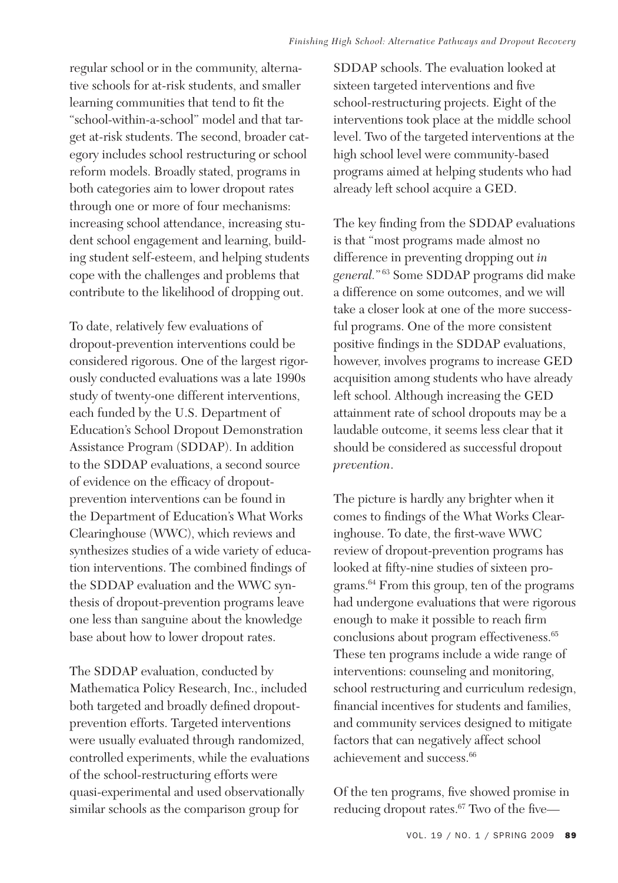regular school or in the community, alternative schools for at-risk students, and smaller learning communities that tend to fit the "school-within-a-school" model and that target at-risk students. The second, broader category includes school restructuring or school reform models. Broadly stated, programs in both categories aim to lower dropout rates through one or more of four mechanisms: increasing school attendance, increasing student school engagement and learning, building student self-esteem, and helping students cope with the challenges and problems that contribute to the likelihood of dropping out.

To date, relatively few evaluations of dropout-prevention interventions could be considered rigorous. One of the largest rigorously conducted evaluations was a late 1990s study of twenty-one different interventions, each funded by the U.S. Department of Education's School Dropout Demonstration Assistance Program (SDDAP). In addition to the SDDAP evaluations, a second source of evidence on the efficacy of dropout-prevention interventions can be found in the Department of Education's What Works Clearinghouse (WWC), which reviews and synthesizes studies of a wide variety of education interventions. The combined findings of the SDDAP evaluation and the WWC synthesis of dropout-prevention programs leave one less than sanguine about the knowledge base about how to lower dropout rates.

The SDDAP evaluation, conducted by Mathematica Policy Research, Inc., included both targeted and broadly defined dropout-prevention efforts. Targeted interventions were usually evaluated through randomized, controlled experiments, while the evaluations of the school-restructuring efforts were quasi-experimental and used observationally similar schools as the comparison group for SDDAP schools. The evaluation looked at sixteen targeted interventions and five school-restructuring projects. Eight of the interventions took place at the middle school level. Two of the targeted interventions at the high school level were community-based programs aimed at helping students who had already left school acquire a GED.

The key finding from the SDDAP evaluations is that "most programs made almost no difference in preventing dropping out *in general*."[63] Some SDDAP programs did make a difference on some outcomes, and we will take a closer look at one of the more successful programs. One of the more consistent positive findings in the SDDAP evaluations, however, involves programs to increase GED acquisition among students who have already left school. Although increasing the GED attainment rate of school dropouts may be a laudable outcome, it seems less clear that it should be considered as successful dropout *prevention*.

The picture is hardly any brighter when it comes to findings of the What Works Clearinghouse. To date, the first-wave WWC review of dropout-prevention programs has looked at fifty-nine studies of sixteen programs.[64] From this group, ten of the programs had undergone evaluations that were rigorous enough to make it possible to reach firm conclusions about program effectiveness.[65] These ten programs include a wide range of interventions: counseling and monitoring, school restructuring and curriculum redesign, financial incentives for students and families, and community services designed to mitigate factors that can negatively affect school achievement and success.[66]

Of the ten programs, five showed promise in reducing dropout rates.[67] Two of the five—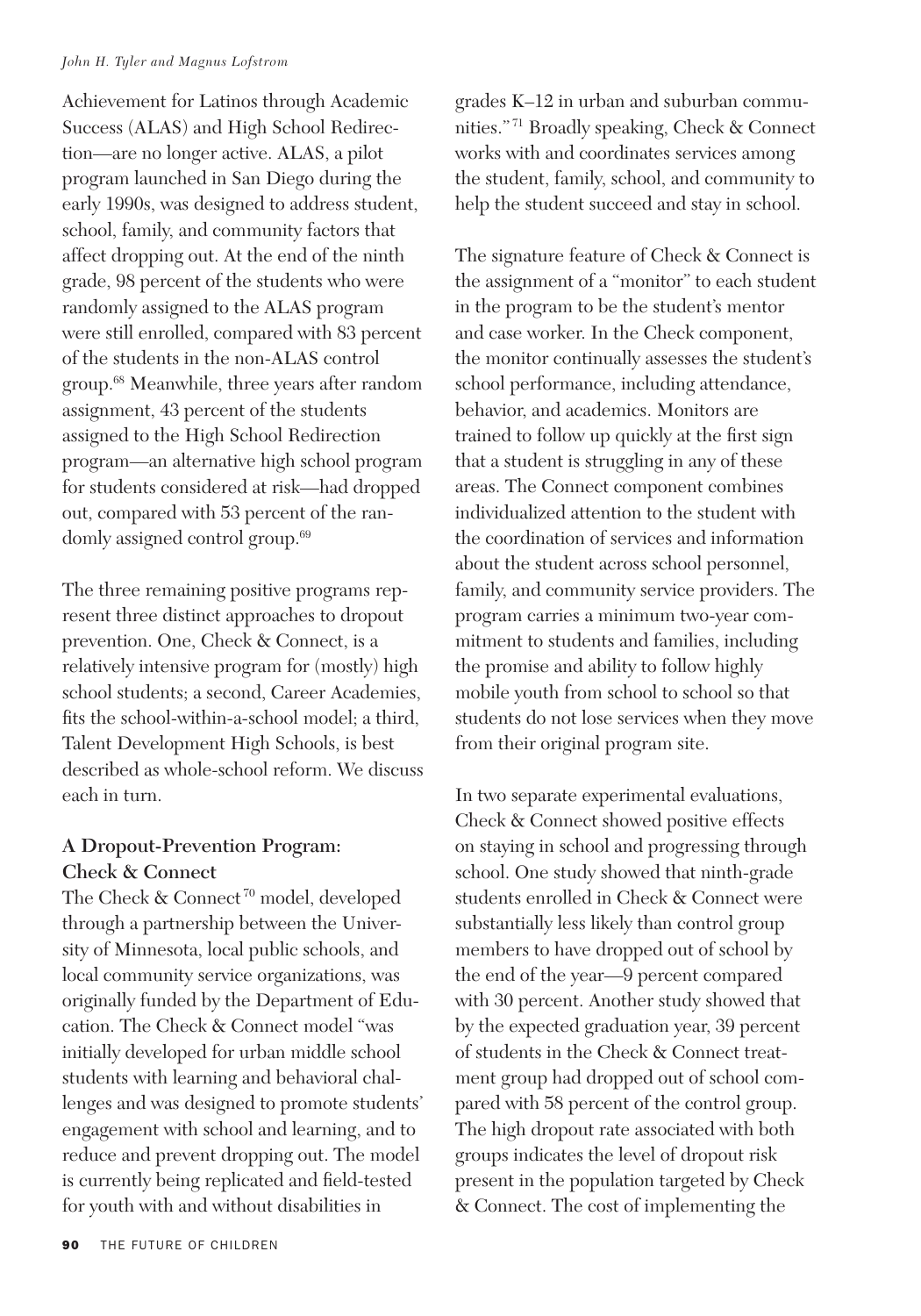Achievement for Latinos through Academic Success (ALAS) and High School Redirection—are no longer active. ALAS, a pilot program launched in San Diego during the early 1990s, was designed to address student, school, family, and community factors that affect dropping out. At the end of the ninth grade, 98 percent of the students who were randomly assigned to the ALAS program were still enrolled, compared with 83 percent of the students in the non-ALAS control group.[68] Meanwhile, three years after random assignment, 43 percent of the students assigned to the High School Redirection program—an alternative high school program for students considered at risk—had dropped out, compared with 53 percent of the randomly assigned control group.[69]

The three remaining positive programs represent three distinct approaches to dropout prevention. One, Check & Connect, is a relatively intensive program for (mostly) high school students; a second, Career Academies, fits the school-within-a-school model; a third, Talent Development High Schools, is best described as whole-school reform. We discuss each in turn.

### A Dropout-Prevention Program: Check & Connect

The Check & Connect[70] model, developed through a partnership between the University of Minnesota, local public schools, and local community service organizations, was originally funded by the Department of Education. The Check & Connect model "was initially developed for urban middle school students with learning and behavioral challenges and was designed to promote students' engagement with school and learning, and to reduce and prevent dropping out. The model is currently being replicated and field-tested for youth with and without disabilities in grades K–12 in urban and suburban communities."[71] Broadly speaking, Check & Connect works with and coordinates services among the student, family, school, and community to help the student succeed and stay in school.

The signature feature of Check & Connect is the assignment of a "monitor" to each student in the program to be the student's mentor and case worker. In the Check component, the monitor continually assesses the student's school performance, including attendance, behavior, and academics. Monitors are trained to follow up quickly at the first sign that a student is struggling in any of these areas. The Connect component combines individualized attention to the student with the coordination of services and information about the student across school personnel, family, and community service providers. The program carries a minimum two-year commitment to students and families, including the promise and ability to follow highly mobile youth from school to school so that students do not lose services when they move from their original program site.

In two separate experimental evaluations, Check & Connect showed positive effects on staying in school and progressing through school. One study showed that ninth-grade students enrolled in Check & Connect were substantially less likely than control group members to have dropped out of school by the end of the year—9 percent compared with 30 percent. Another study showed that by the expected graduation year, 39 percent of students in the Check & Connect treatment group had dropped out of school compared with 58 percent of the control group. The high dropout rate associated with both groups indicates the level of dropout risk present in the population targeted by Check & Connect. The cost of implementing the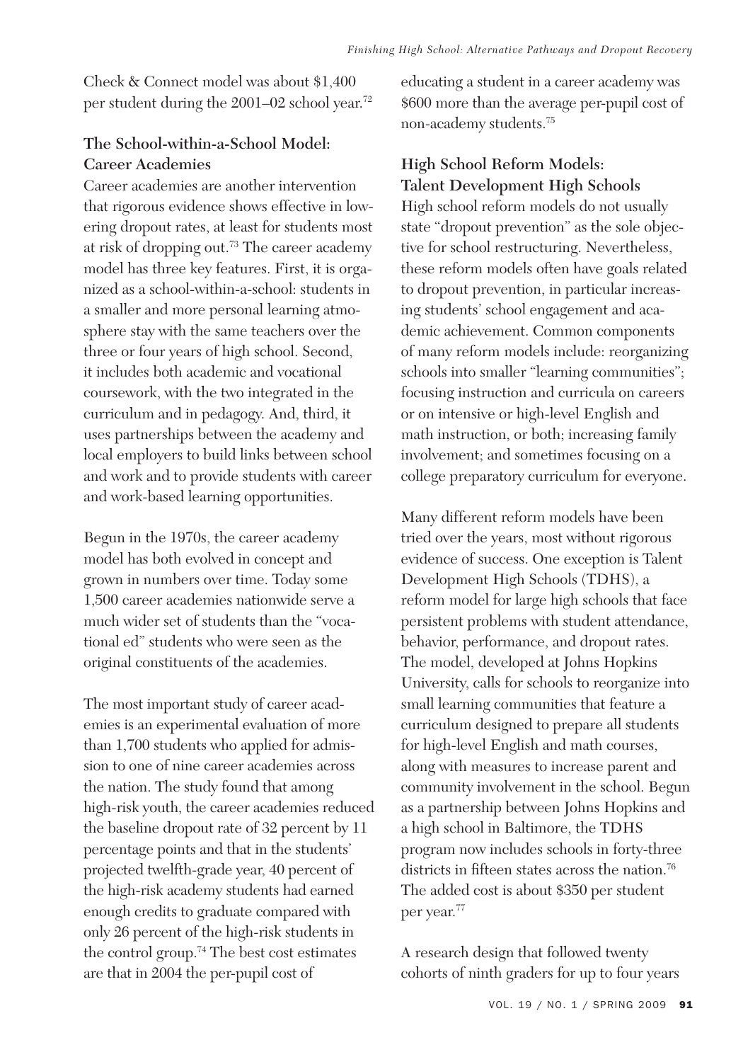Check & Connect model was about $1,400 per student during the 2001–02 school year.[72]

### The School-within-a-School Model: Career Academies

Career academies are another intervention that rigorous evidence shows effective in lowering dropout rates, at least for students most at risk of dropping out.[73] The career academy model has three key features. First, it is organized as a school-within-a-school: students in a smaller and more personal learning atmosphere stay with the same teachers over the three or four years of high school. Second, it includes both academic and vocational coursework, with the two integrated in the curriculum and in pedagogy. And, third, it uses partnerships between the academy and local employers to build links between school and work and to provide students with career and work-based learning opportunities.

Begun in the 1970s, the career academy model has both evolved in concept and grown in numbers over time. Today some 1,500 career academies nationwide serve a much wider set of students than the "vocational ed" students who were seen as the original constituents of the academies.

The most important study of career academies is an experimental evaluation of more than 1,700 students who applied for admission to one of nine career academies across the nation. The study found that among high-risk youth, the career academies reduced the baseline dropout rate of 32 percent by 11 percentage points and that in the students' projected twelfth-grade year, 40 percent of the high-risk academy students had earned enough credits to graduate compared with only 26 percent of the high-risk students in the control group.[74] The best cost estimates are that in 2004 the per-pupil cost of educating a student in a career academy was $600 more than the average per-pupil cost of non-academy students.[75]

### High School Reform Models: Talent Development High Schools

High school reform models do not usually state "dropout prevention" as the sole objective for school restructuring. Nevertheless, these reform models often have goals related to dropout prevention, in particular increasing students' school engagement and academic achievement. Common components of many reform models include: reorganizing schools into smaller "learning communities"; focusing instruction and curricula on careers or on intensive or high-level English and math instruction, or both; increasing family involvement; and sometimes focusing on a college preparatory curriculum for everyone.

Many different reform models have been tried over the years, most without rigorous evidence of success. One exception is Talent Development High Schools (TDHS), a reform model for large high schools that face persistent problems with student attendance, behavior, performance, and dropout rates. The model, developed at Johns Hopkins University, calls for schools to reorganize into small learning communities that feature a curriculum designed to prepare all students for high-level English and math courses, along with measures to increase parent and community involvement in the school. Begun as a partnership between Johns Hopkins and a high school in Baltimore, the TDHS program now includes schools in forty-three districts in fifteen states across the nation.[76] The added cost is about $350 per student per year.[77]

A research design that followed twenty cohorts of ninth graders for up to four years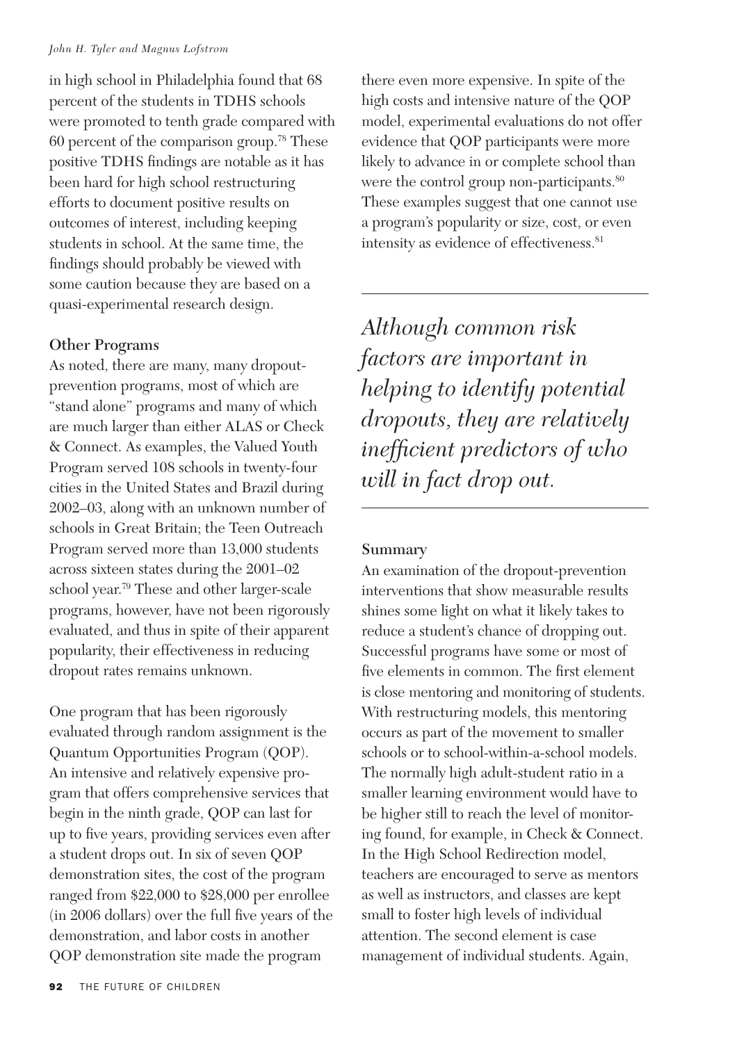in high school in Philadelphia found that 68 percent of the students in TDHS schools were promoted to tenth grade compared with 60 percent of the comparison group.[78] These positive TDHS findings are notable as it has been hard for high school restructuring efforts to document positive results on outcomes of interest, including keeping students in school. At the same time, the findings should probably be viewed with some caution because they are based on a quasi-experimental research design.

### Other Programs

As noted, there are many, many dropout-prevention programs, most of which are "stand alone" programs and many of which are much larger than either ALAS or Check & Connect. As examples, the Valued Youth Program served 108 schools in twenty-four cities in the United States and Brazil during 2002–03, along with an unknown number of schools in Great Britain; the Teen Outreach Program served more than 13,000 students across sixteen states during the 2001–02 school year.[79] These and other larger-scale programs, however, have not been rigorously evaluated, and thus in spite of their apparent popularity, their effectiveness in reducing dropout rates remains unknown.

One program that has been rigorously evaluated through random assignment is the Quantum Opportunities Program (QOP). An intensive and relatively expensive program that offers comprehensive services that begin in the ninth grade, QOP can last for up to five years, providing services even after a student drops out. In six of seven QOP demonstration sites, the cost of the program ranged from $22,000 to $28,000 per enrollee (in 2006 dollars) over the full five years of the demonstration, and labor costs in another QOP demonstration site made the program there even more expensive. In spite of the high costs and intensive nature of the QOP model, experimental evaluations do not offer evidence that QOP participants were more likely to advance in or complete school than were the control group non-participants.[80] These examples suggest that one cannot use a program's popularity or size, cost, or even intensity as evidence of effectiveness.[81]

*Although common risk factors are important in helping to identify potential dropouts, they are relatively inefficient predictors of who will in fact drop out.*

### Summary

An examination of the dropout-prevention interventions that show measurable results shines some light on what it likely takes to reduce a student's chance of dropping out. Successful programs have some or most of five elements in common. The first element is close mentoring and monitoring of students. With restructuring models, this mentoring occurs as part of the movement to smaller schools or to school-within-a-school models. The normally high adult-student ratio in a smaller learning environment would have to be higher still to reach the level of monitoring found, for example, in Check & Connect. In the High School Redirection model, teachers are encouraged to serve as mentors as well as instructors, and classes are kept small to foster high levels of individual attention. The second element is case management of individual students. Again,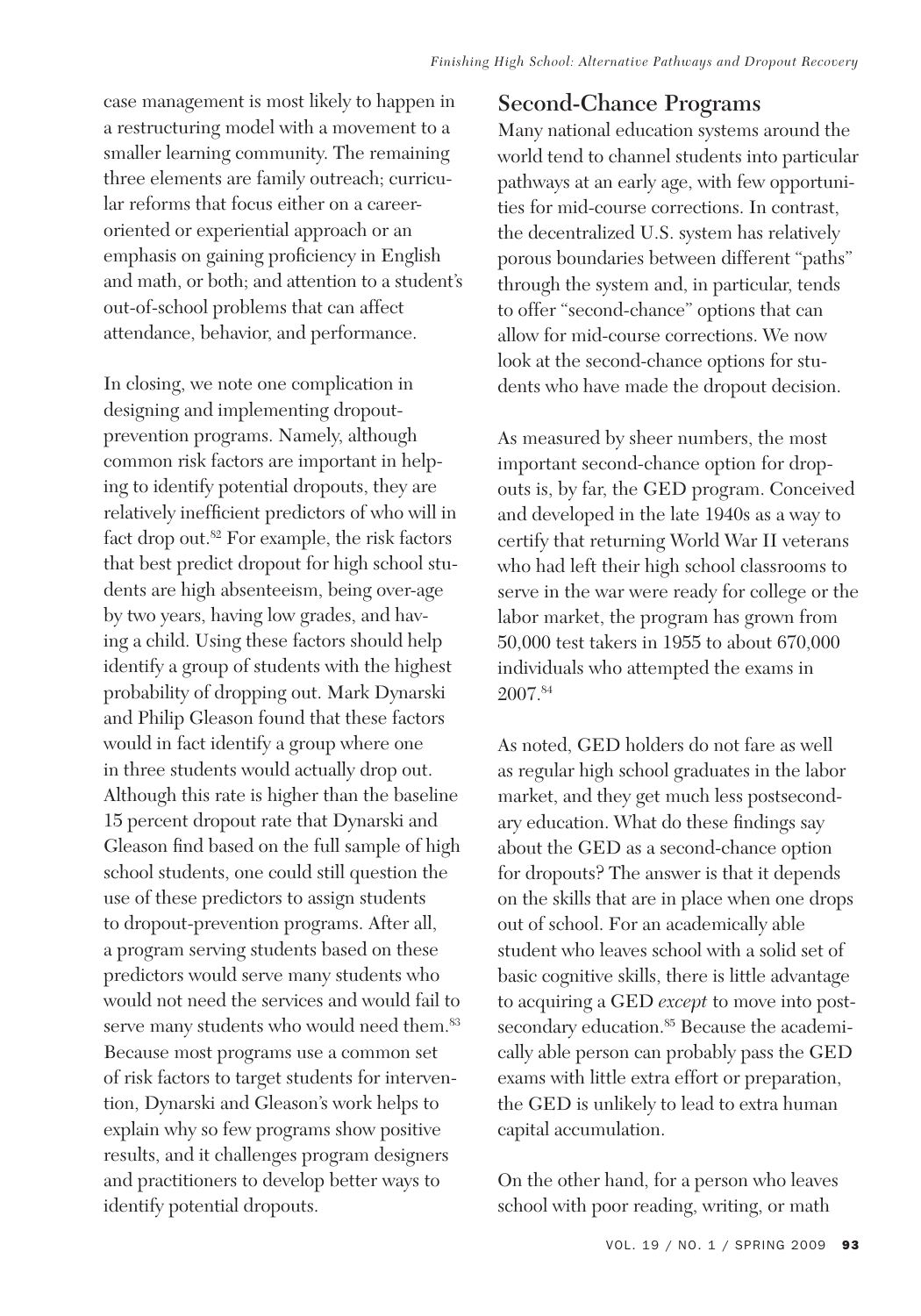case management is most likely to happen in a restructuring model with a movement to a smaller learning community. The remaining three elements are family outreach; curricular reforms that focus either on a career-oriented or experiential approach or an emphasis on gaining proficiency in English and math, or both; and attention to a student's out-of-school problems that can affect attendance, behavior, and performance.

In closing, we note one complication in designing and implementing dropout-prevention programs. Namely, although common risk factors are important in helping to identify potential dropouts, they are relatively inefficient predictors of who will in fact drop out.[82] For example, the risk factors that best predict dropout for high school students are high absenteeism, being over-age by two years, having low grades, and having a child. Using these factors should help identify a group of students with the highest probability of dropping out. Mark Dynarski and Philip Gleason found that these factors would in fact identify a group where one in three students would actually drop out. Although this rate is higher than the baseline 15 percent dropout rate that Dynarski and Gleason find based on the full sample of high school students, one could still question the use of these predictors to assign students to dropout-prevention programs. After all, a program serving students based on these predictors would serve many students who would not need the services and would fail to serve many students who would need them.[83] Because most programs use a common set of risk factors to target students for intervention, Dynarski and Gleason's work helps to explain why so few programs show positive results, and it challenges program designers and practitioners to develop better ways to identify potential dropouts.

## Second-Chance Programs

Many national education systems around the world tend to channel students into particular pathways at an early age, with few opportunities for mid-course corrections. In contrast, the decentralized U.S. system has relatively porous boundaries between different "paths" through the system and, in particular, tends to offer "second-chance" options that can allow for mid-course corrections. We now look at the second-chance options for students who have made the dropout decision.

As measured by sheer numbers, the most important second-chance option for dropouts is, by far, the GED program. Conceived and developed in the late 1940s as a way to certify that returning World War II veterans who had left their high school classrooms to serve in the war were ready for college or the labor market, the program has grown from 50,000 test takers in 1955 to about 670,000 individuals who attempted the exams in 2007.[84]

As noted, GED holders do not fare as well as regular high school graduates in the labor market, and they get much less postsecondary education. What do these findings say about the GED as a second-chance option for dropouts? The answer is that it depends on the skills that are in place when one drops out of school. For an academically able student who leaves school with a solid set of basic cognitive skills, there is little advantage to acquiring a GED *except* to move into postsecondary education.[85] Because the academically able person can probably pass the GED exams with little extra effort or preparation, the GED is unlikely to lead to extra human capital accumulation.

On the other hand, for a person who leaves school with poor reading, writing, or math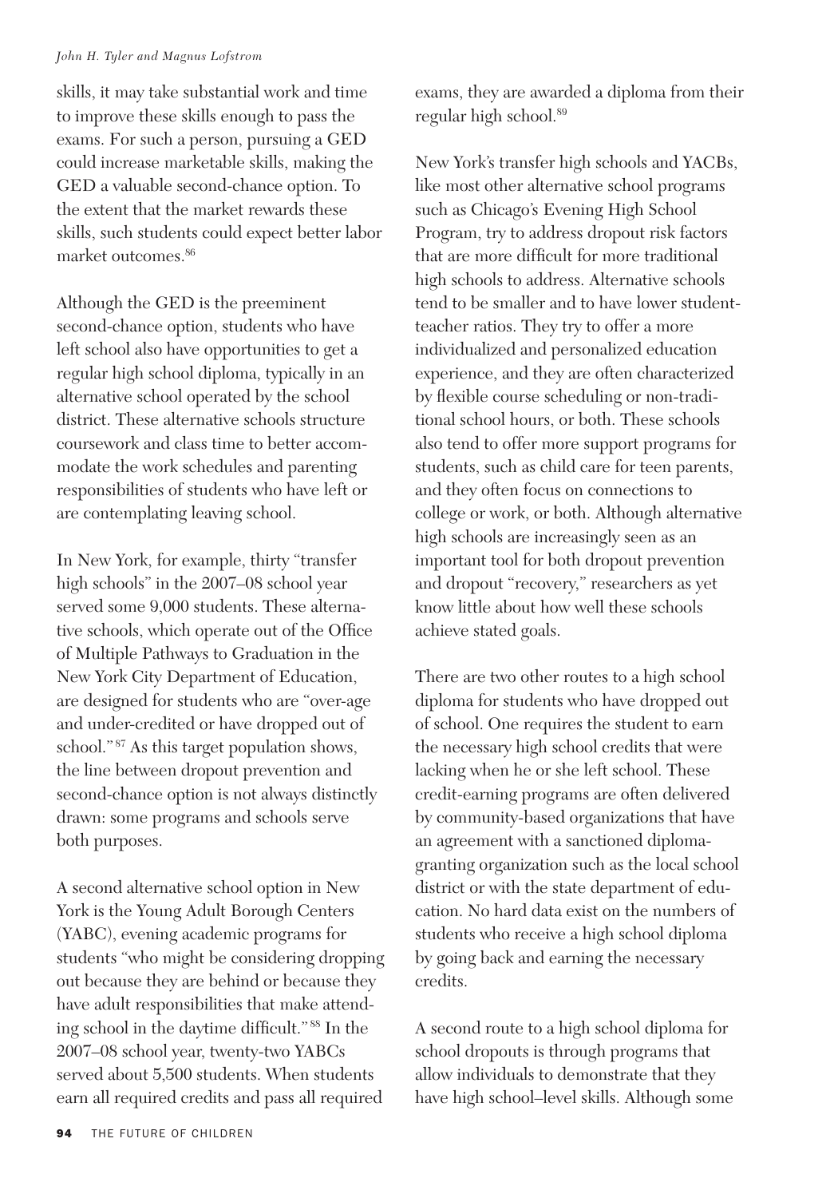skills, it may take substantial work and time to improve these skills enough to pass the exams. For such a person, pursuing a GED could increase marketable skills, making the GED a valuable second-chance option. To the extent that the market rewards these skills, such students could expect better labor market outcomes.[86]

Although the GED is the preeminent second-chance option, students who have left school also have opportunities to get a regular high school diploma, typically in an alternative school operated by the school district. These alternative schools structure coursework and class time to better accommodate the work schedules and parenting responsibilities of students who have left or are contemplating leaving school.

In New York, for example, thirty "transfer high schools" in the 2007–08 school year served some 9,000 students. These alternative schools, which operate out of the Office of Multiple Pathways to Graduation in the New York City Department of Education, are designed for students who are "over-age and under-credited or have dropped out of school."[87] As this target population shows, the line between dropout prevention and second-chance option is not always distinctly drawn: some programs and schools serve both purposes.

A second alternative school option in New York is the Young Adult Borough Centers (YABC), evening academic programs for students "who might be considering dropping out because they are behind or because they have adult responsibilities that make attending school in the daytime difficult."[88] In the 2007–08 school year, twenty-two YABCs served about 5,500 students. When students earn all required credits and pass all required exams, they are awarded a diploma from their regular high school.[89]

New York's transfer high schools and YACBs, like most other alternative school programs such as Chicago's Evening High School Program, try to address dropout risk factors that are more difficult for more traditional high schools to address. Alternative schools tend to be smaller and to have lower student-teacher ratios. They try to offer a more individualized and personalized education experience, and they are often characterized by flexible course scheduling or non-traditional school hours, or both. These schools also tend to offer more support programs for students, such as child care for teen parents, and they often focus on connections to college or work, or both. Although alternative high schools are increasingly seen as an important tool for both dropout prevention and dropout "recovery," researchers as yet know little about how well these schools achieve stated goals.

There are two other routes to a high school diploma for students who have dropped out of school. One requires the student to earn the necessary high school credits that were lacking when he or she left school. These credit-earning programs are often delivered by community-based organizations that have an agreement with a sanctioned diploma-granting organization such as the local school district or with the state department of education. No hard data exist on the numbers of students who receive a high school diploma by going back and earning the necessary credits.

A second route to a high school diploma for school dropouts is through programs that allow individuals to demonstrate that they have high school–level skills. Although some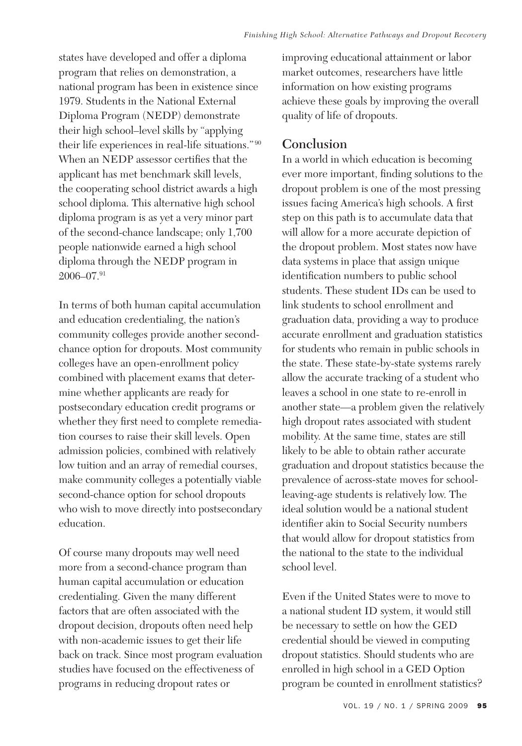states have developed and offer a diploma program that relies on demonstration, a national program has been in existence since 1979. Students in the National External Diploma Program (NEDP) demonstrate their high school–level skills by "applying their life experiences in real-life situations."[90] When an NEDP assessor certifies that the applicant has met benchmark skill levels, the cooperating school district awards a high school diploma. This alternative high school diploma program is as yet a very minor part of the second-chance landscape; only 1,700 people nationwide earned a high school diploma through the NEDP program in 2006–07.[91]

In terms of both human capital accumulation and education credentialing, the nation's community colleges provide another second-chance option for dropouts. Most community colleges have an open-enrollment policy combined with placement exams that determine whether applicants are ready for postsecondary education credit programs or whether they first need to complete remediation courses to raise their skill levels. Open admission policies, combined with relatively low tuition and an array of remedial courses, make community colleges a potentially viable second-chance option for school dropouts who wish to move directly into postsecondary education.

Of course many dropouts may well need more from a second-chance program than human capital accumulation or education credentialing. Given the many different factors that are often associated with the dropout decision, dropouts often need help with non-academic issues to get their life back on track. Since most program evaluation studies have focused on the effectiveness of programs in reducing dropout rates or improving educational attainment or labor market outcomes, researchers have little information on how existing programs achieve these goals by improving the overall quality of life of dropouts.

## Conclusion

In a world in which education is becoming ever more important, finding solutions to the dropout problem is one of the most pressing issues facing America's high schools. A first step on this path is to accumulate data that will allow for a more accurate depiction of the dropout problem. Most states now have data systems in place that assign unique identification numbers to public school students. These student IDs can be used to link students to school enrollment and graduation data, providing a way to produce accurate enrollment and graduation statistics for students who remain in public schools in the state. These state-by-state systems rarely allow the accurate tracking of a student who leaves a school in one state to re-enroll in another state—a problem given the relatively high dropout rates associated with student mobility. At the same time, states are still likely to be able to obtain rather accurate graduation and dropout statistics because the prevalence of across-state moves for school-leaving-age students is relatively low. The ideal solution would be a national student identifier akin to Social Security numbers that would allow for dropout statistics from the national to the state to the individual school level.

Even if the United States were to move to a national student ID system, it would still be necessary to settle on how the GED credential should be viewed in computing dropout statistics. Should students who are enrolled in high school in a GED Option program be counted in enrollment statistics?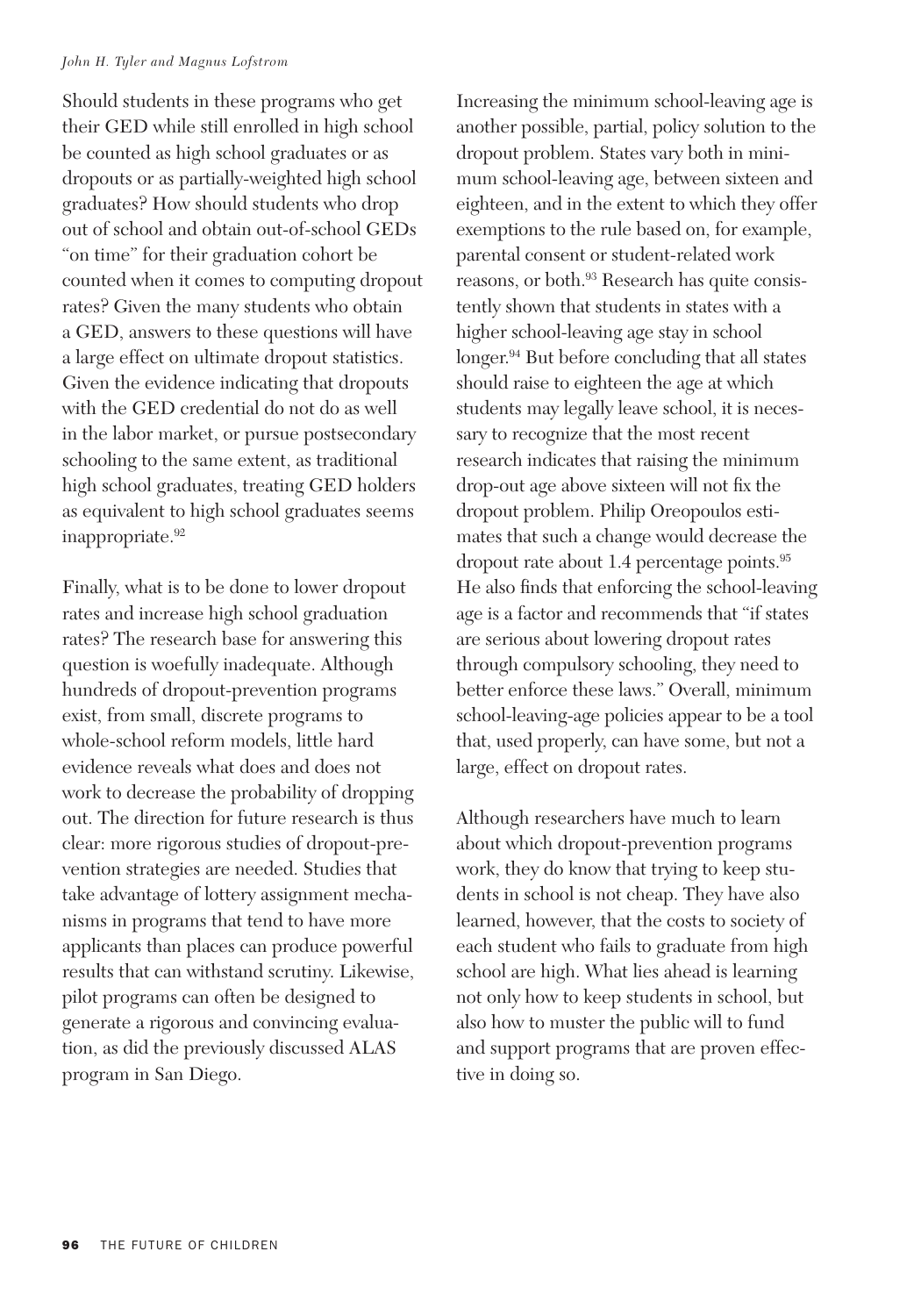Should students in these programs who get their GED while still enrolled in high school be counted as high school graduates or as dropouts or as partially-weighted high school graduates? How should students who drop out of school and obtain out-of-school GEDs "on time" for their graduation cohort be counted when it comes to computing dropout rates? Given the many students who obtain a GED, answers to these questions will have a large effect on ultimate dropout statistics. Given the evidence indicating that dropouts with the GED credential do not do as well in the labor market, or pursue postsecondary schooling to the same extent, as traditional high school graduates, treating GED holders as equivalent to high school graduates seems inappropriate.[92]

Finally, what is to be done to lower dropout rates and increase high school graduation rates? The research base for answering this question is woefully inadequate. Although hundreds of dropout-prevention programs exist, from small, discrete programs to whole-school reform models, little hard evidence reveals what does and does not work to decrease the probability of dropping out. The direction for future research is thus clear: more rigorous studies of dropout-prevention strategies are needed. Studies that take advantage of lottery assignment mechanisms in programs that tend to have more applicants than places can produce powerful results that can withstand scrutiny. Likewise, pilot programs can often be designed to generate a rigorous and convincing evaluation, as did the previously discussed ALAS program in San Diego.

Increasing the minimum school-leaving age is another possible, partial, policy solution to the dropout problem. States vary both in minimum school-leaving age, between sixteen and eighteen, and in the extent to which they offer exemptions to the rule based on, for example, parental consent or student-related work reasons, or both.[93] Research has quite consistently shown that students in states with a higher school-leaving age stay in school longer.[94] But before concluding that all states should raise to eighteen the age at which students may legally leave school, it is necessary to recognize that the most recent research indicates that raising the minimum drop-out age above sixteen will not fix the dropout problem. Philip Oreopoulos estimates that such a change would decrease the dropout rate about 1.4 percentage points.[95] He also finds that enforcing the school-leaving age is a factor and recommends that "if states are serious about lowering dropout rates through compulsory schooling, they need to better enforce these laws." Overall, minimum school-leaving-age policies appear to be a tool that, used properly, can have some, but not a large, effect on dropout rates.

Although researchers have much to learn about which dropout-prevention programs work, they do know that trying to keep students in school is not cheap. They have also learned, however, that the costs to society of each student who fails to graduate from high school are high. What lies ahead is learning not only how to keep students in school, but also how to muster the public will to fund and support programs that are proven effective in doing so.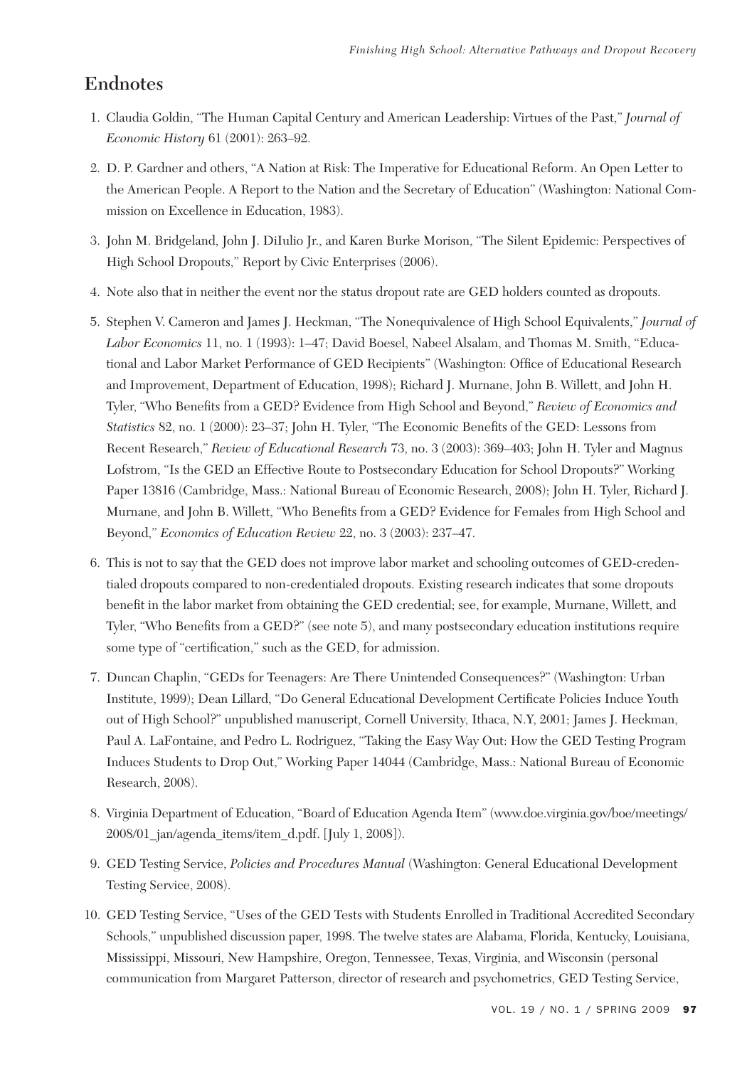## Endnotes

1. Claudia Goldin, "The Human Capital Century and American Leadership: Virtues of the Past," *Journal of Economic History* 61 (2001): 263–92.

2. D. P. Gardner and others, "A Nation at Risk: The Imperative for Educational Reform. An Open Letter to the American People. A Report to the Nation and the Secretary of Education" (Washington: National Commission on Excellence in Education, 1983).

3. John M. Bridgeland, John J. DiIulio Jr., and Karen Burke Morison, "The Silent Epidemic: Perspectives of High School Dropouts," Report by Civic Enterprises (2006).

4. Note also that in neither the event nor the status dropout rate are GED holders counted as dropouts.

5. Stephen V. Cameron and James J. Heckman, "The Nonequivalence of High School Equivalents," *Journal of Labor Economics* 11, no. 1 (1993): 1–47; David Boesel, Nabeel Alsalam, and Thomas M. Smith, "Educational and Labor Market Performance of GED Recipients" (Washington: Office of Educational Research and Improvement, Department of Education, 1998); Richard J. Murnane, John B. Willett, and John H. Tyler, "Who Benefits from a GED? Evidence from High School and Beyond," *Review of Economics and Statistics* 82, no. 1 (2000): 23–37; John H. Tyler, "The Economic Benefits of the GED: Lessons from Recent Research," *Review of Educational Research* 73, no. 3 (2003): 369–403; John H. Tyler and Magnus Lofstrom, "Is the GED an Effective Route to Postsecondary Education for School Dropouts?" Working Paper 13816 (Cambridge, Mass.: National Bureau of Economic Research, 2008); John H. Tyler, Richard J. Murnane, and John B. Willett, "Who Benefits from a GED? Evidence for Females from High School and Beyond," *Economics of Education Review* 22, no. 3 (2003): 237–47.

6. This is not to say that the GED does not improve labor market and schooling outcomes of GED-credentialed dropouts compared to non-credentialed dropouts. Existing research indicates that some dropouts benefit in the labor market from obtaining the GED credential; see, for example, Murnane, Willett, and Tyler, "Who Benefits from a GED?" (see note 5), and many postsecondary education institutions require some type of "certification," such as the GED, for admission.

7. Duncan Chaplin, "GEDs for Teenagers: Are There Unintended Consequences?" (Washington: Urban Institute, 1999); Dean Lillard, "Do General Educational Development Certificate Policies Induce Youth out of High School?" unpublished manuscript, Cornell University, Ithaca, N.Y, 2001; James J. Heckman, Paul A. LaFontaine, and Pedro L. Rodriguez, "Taking the Easy Way Out: How the GED Testing Program Induces Students to Drop Out," Working Paper 14044 (Cambridge, Mass.: National Bureau of Economic Research, 2008).

8. Virginia Department of Education, "Board of Education Agenda Item" (www.doe.virginia.gov/boe/meetings/2008/01_jan/agenda_items/item_d.pdf. [July 1, 2008]).

9. GED Testing Service, *Policies and Procedures Manual* (Washington: General Educational Development Testing Service, 2008).

10. GED Testing Service, "Uses of the GED Tests with Students Enrolled in Traditional Accredited Secondary Schools," unpublished discussion paper, 1998. The twelve states are Alabama, Florida, Kentucky, Louisiana, Mississippi, Missouri, New Hampshire, Oregon, Tennessee, Texas, Virginia, and Wisconsin (personal communication from Margaret Patterson, director of research and psychometrics, GED Testing Service,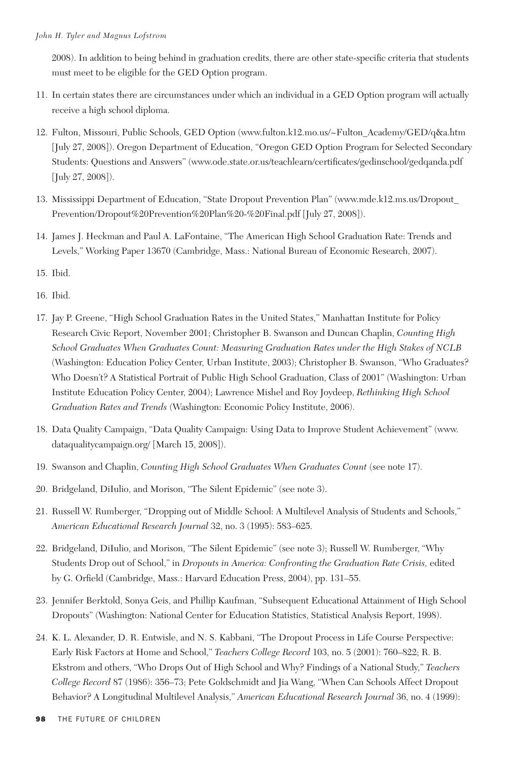2008). In addition to being behind in graduation credits, there are other state-specific criteria that students must meet to be eligible for the GED Option program.

11. In certain states there are circumstances under which an individual in a GED Option program will actually receive a high school diploma.

12. Fulton, Missouri, Public Schools, GED Option (www.fulton.k12.mo.us/~Fulton_Academy/GED/q&a.htm [July 27, 2008]). Oregon Department of Education, "Oregon GED Option Program for Selected Secondary Students: Questions and Answers" (www.ode.state.or.us/teachlearn/certificates/gedinschool/gedqanda.pdf [July 27, 2008]).

13. Mississippi Department of Education, "State Dropout Prevention Plan" (www.mde.k12.ms.us/Dropout_Prevention/Dropout%20Prevention%20Plan%20-%20Final.pdf [July 27, 2008]).

14. James J. Heckman and Paul A. LaFontaine, "The American High School Graduation Rate: Trends and Levels," Working Paper 13670 (Cambridge, Mass.: National Bureau of Economic Research, 2007).

15. Ibid.

16. Ibid.

17. Jay P. Greene, "High School Graduation Rates in the United States," Manhattan Institute for Policy Research Civic Report, November 2001; Christopher B. Swanson and Duncan Chaplin, *Counting High School Graduates When Graduates Count: Measuring Graduation Rates under the High Stakes of NCLB* (Washington: Education Policy Center, Urban Institute, 2003); Christopher B. Swanson, "Who Graduates? Who Doesn't? A Statistical Portrait of Public High School Graduation, Class of 2001" (Washington: Urban Institute Education Policy Center, 2004); Lawrence Mishel and Roy Joydeep, *Rethinking High School Graduation Rates and Trends* (Washington: Economic Policy Institute, 2006).

18. Data Quality Campaign, "Data Quality Campaign: Using Data to Improve Student Achievement" (www.dataqualitycampaign.org/ [March 15, 2008]).

19. Swanson and Chaplin, *Counting High School Graduates When Graduates Count* (see note 17).

20. Bridgeland, DiIulio, and Morison, "The Silent Epidemic" (see note 3).

21. Russell W. Rumberger, "Dropping out of Middle School: A Multilevel Analysis of Students and Schools," *American Educational Research Journal* 32, no. 3 (1995): 583–625.

22. Bridgeland, DiIulio, and Morison, "The Silent Epidemic" (see note 3); Russell W. Rumberger, "Why Students Drop out of School," in *Dropouts in America: Confronting the Graduation Rate Crisis,* edited by G. Orfield (Cambridge, Mass.: Harvard Education Press, 2004), pp. 131–55.

23. Jennifer Berktold, Sonya Geis, and Phillip Kaufman, "Subsequent Educational Attainment of High School Dropouts" (Washington: National Center for Education Statistics, Statistical Analysis Report, 1998).

24. K. L. Alexander, D. R. Entwisle, and N. S. Kabbani, "The Dropout Process in Life Course Perspective: Early Risk Factors at Home and School," *Teachers College Record* 103, no. 5 (2001): 760–822; R. B. Ekstrom and others, "Who Drops Out of High School and Why? Findings of a National Study," *Teachers College Record* 87 (1986): 356–73; Pete Goldschmidt and Jia Wang, "When Can Schools Affect Dropout Behavior? A Longitudinal Multilevel Analysis," *American Educational Research Journal* 36, no. 4 (1999):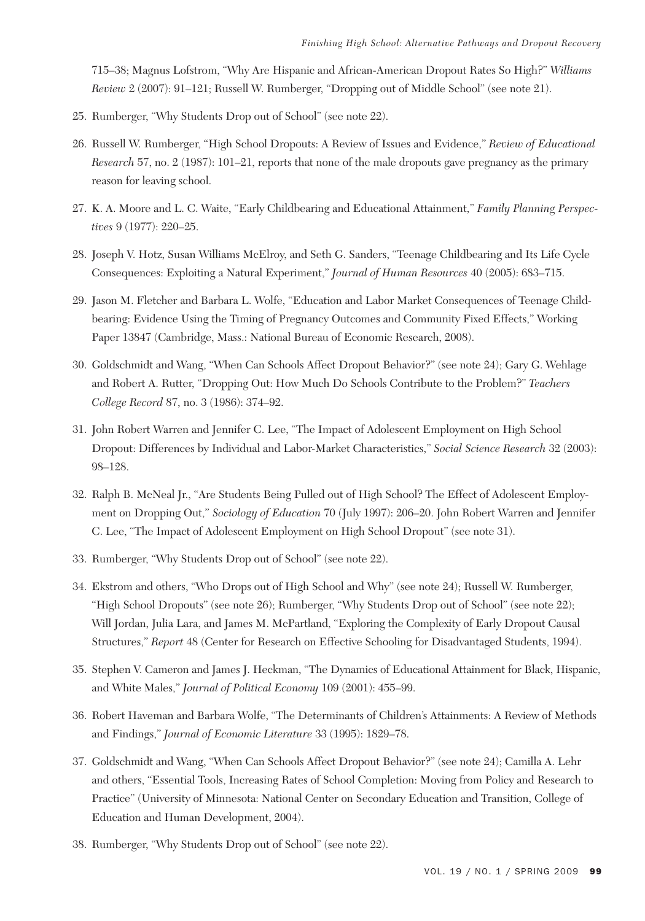715–38; Magnus Lofstrom, "Why Are Hispanic and African-American Dropout Rates So High?" *Williams Review* 2 (2007): 91–121; Russell W. Rumberger, "Dropping out of Middle School" (see note 21).

25. Rumberger, "Why Students Drop out of School" (see note 22).

26. Russell W. Rumberger, "High School Dropouts: A Review of Issues and Evidence," *Review of Educational Research* 57, no. 2 (1987): 101–21, reports that none of the male dropouts gave pregnancy as the primary reason for leaving school.

27. K. A. Moore and L. C. Waite, "Early Childbearing and Educational Attainment," *Family Planning Perspectives* 9 (1977): 220–25.

28. Joseph V. Hotz, Susan Williams McElroy, and Seth G. Sanders, "Teenage Childbearing and Its Life Cycle Consequences: Exploiting a Natural Experiment," *Journal of Human Resources* 40 (2005): 683–715.

29. Jason M. Fletcher and Barbara L. Wolfe, "Education and Labor Market Consequences of Teenage Childbearing: Evidence Using the Timing of Pregnancy Outcomes and Community Fixed Effects," Working Paper 13847 (Cambridge, Mass.: National Bureau of Economic Research, 2008).

30. Goldschmidt and Wang, "When Can Schools Affect Dropout Behavior?" (see note 24); Gary G. Wehlage and Robert A. Rutter, "Dropping Out: How Much Do Schools Contribute to the Problem?" *Teachers College Record* 87, no. 3 (1986): 374–92.

31. John Robert Warren and Jennifer C. Lee, "The Impact of Adolescent Employment on High School Dropout: Differences by Individual and Labor-Market Characteristics," *Social Science Research* 32 (2003): 98–128.

32. Ralph B. McNeal Jr., "Are Students Being Pulled out of High School? The Effect of Adolescent Employment on Dropping Out," *Sociology of Education* 70 (July 1997): 206–20. John Robert Warren and Jennifer C. Lee, "The Impact of Adolescent Employment on High School Dropout" (see note 31).

33. Rumberger, "Why Students Drop out of School" (see note 22).

34. Ekstrom and others, "Who Drops out of High School and Why" (see note 24); Russell W. Rumberger, "High School Dropouts" (see note 26); Rumberger, "Why Students Drop out of School" (see note 22); Will Jordan, Julia Lara, and James M. McPartland, "Exploring the Complexity of Early Dropout Causal Structures," *Report* 48 (Center for Research on Effective Schooling for Disadvantaged Students, 1994).

35. Stephen V. Cameron and James J. Heckman, "The Dynamics of Educational Attainment for Black, Hispanic, and White Males," *Journal of Political Economy* 109 (2001): 455–99.

36. Robert Haveman and Barbara Wolfe, "The Determinants of Children's Attainments: A Review of Methods and Findings," *Journal of Economic Literature* 33 (1995): 1829–78.

37. Goldschmidt and Wang, "When Can Schools Affect Dropout Behavior?" (see note 24); Camilla A. Lehr and others, "Essential Tools, Increasing Rates of School Completion: Moving from Policy and Research to Practice" (University of Minnesota: National Center on Secondary Education and Transition, College of Education and Human Development, 2004).

38. Rumberger, "Why Students Drop out of School" (see note 22).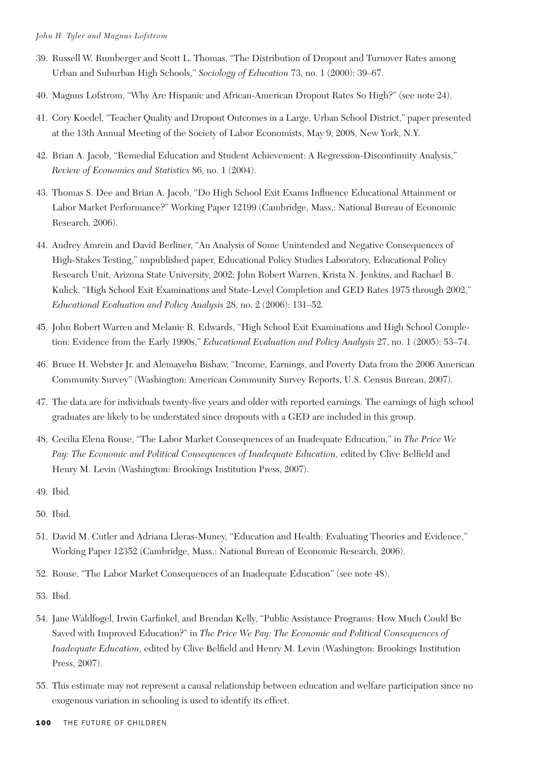39. Russell W. Rumberger and Scott L. Thomas, "The Distribution of Dropout and Turnover Rates among Urban and Suburban High Schools," *Sociology of Education* 73, no. 1 (2000): 39–67.

40. Magnus Lofstrom, "Why Are Hispanic and African-American Dropout Rates So High?" (see note 24).

41. Cory Koedel, "Teacher Quality and Dropout Outcomes in a Large, Urban School District," paper presented at the 13th Annual Meeting of the Society of Labor Economists, May 9, 2008, New York, N.Y.

42. Brian A. Jacob, "Remedial Education and Student Achievement: A Regression-Discontinuity Analysis," *Review of Economics and Statistics* 86, no. 1 (2004).

43. Thomas S. Dee and Brian A. Jacob, "Do High School Exit Exams Influence Educational Attainment or Labor Market Performance?" Working Paper 12199 (Cambridge, Mass.: National Bureau of Economic Research, 2006).

44. Audrey Amrein and David Berliner, "An Analysis of Some Unintended and Negative Consequences of High-Stakes Testing," unpublished paper, Educational Policy Studies Laboratory, Educational Policy Research Unit, Arizona State University, 2002; John Robert Warren, Krista N. Jenkins, and Rachael B. Kulick, "High School Exit Examinations and State-Level Completion and GED Rates 1975 through 2002," *Educational Evaluation and Policy Analysis* 28, no. 2 (2006): 131–52.

45. John Robert Warren and Melanie R. Edwards, "High School Exit Examinations and High School Completion: Evidence from the Early 1990s," *Educational Evaluation and Policy Analysis* 27, no. 1 (2005): 53–74.

46. Bruce H. Webster Jr. and Alemayehu Bishaw, "Income, Earnings, and Poverty Data from the 2006 American Community Survey" (Washington: American Community Survey Reports, U.S. Census Bureau, 2007).

47. The data are for individuals twenty-five years and older with reported earnings. The earnings of high school graduates are likely to be understated since dropouts with a GED are included in this group.

48. Cecilia Elena Rouse, "The Labor Market Consequences of an Inadequate Education," in *The Price We Pay: The Economic and Political Consequences of Inadequate Education,* edited by Clive Belfield and Henry M. Levin (Washington: Brookings Institution Press, 2007).

49. Ibid.

50. Ibid.

51. David M. Cutler and Adriana Lleras-Muney, "Education and Health: Evaluating Theories and Evidence," Working Paper 12352 (Cambridge, Mass.: National Bureau of Economic Research, 2006).

52. Rouse, "The Labor Market Consequences of an Inadequate Education" (see note 48).

53. Ibid.

54. Jane Waldfogel, Irwin Garfinkel, and Brendan Kelly, "Public Assistance Programs: How Much Could Be Saved with Improved Education?" in *The Price We Pay: The Economic and Political Consequences of Inadequate Education,* edited by Clive Belfield and Henry M. Levin (Washington: Brookings Institution Press, 2007).

55. This estimate may not represent a causal relationship between education and welfare participation since no exogenous variation in schooling is used to identify its effect.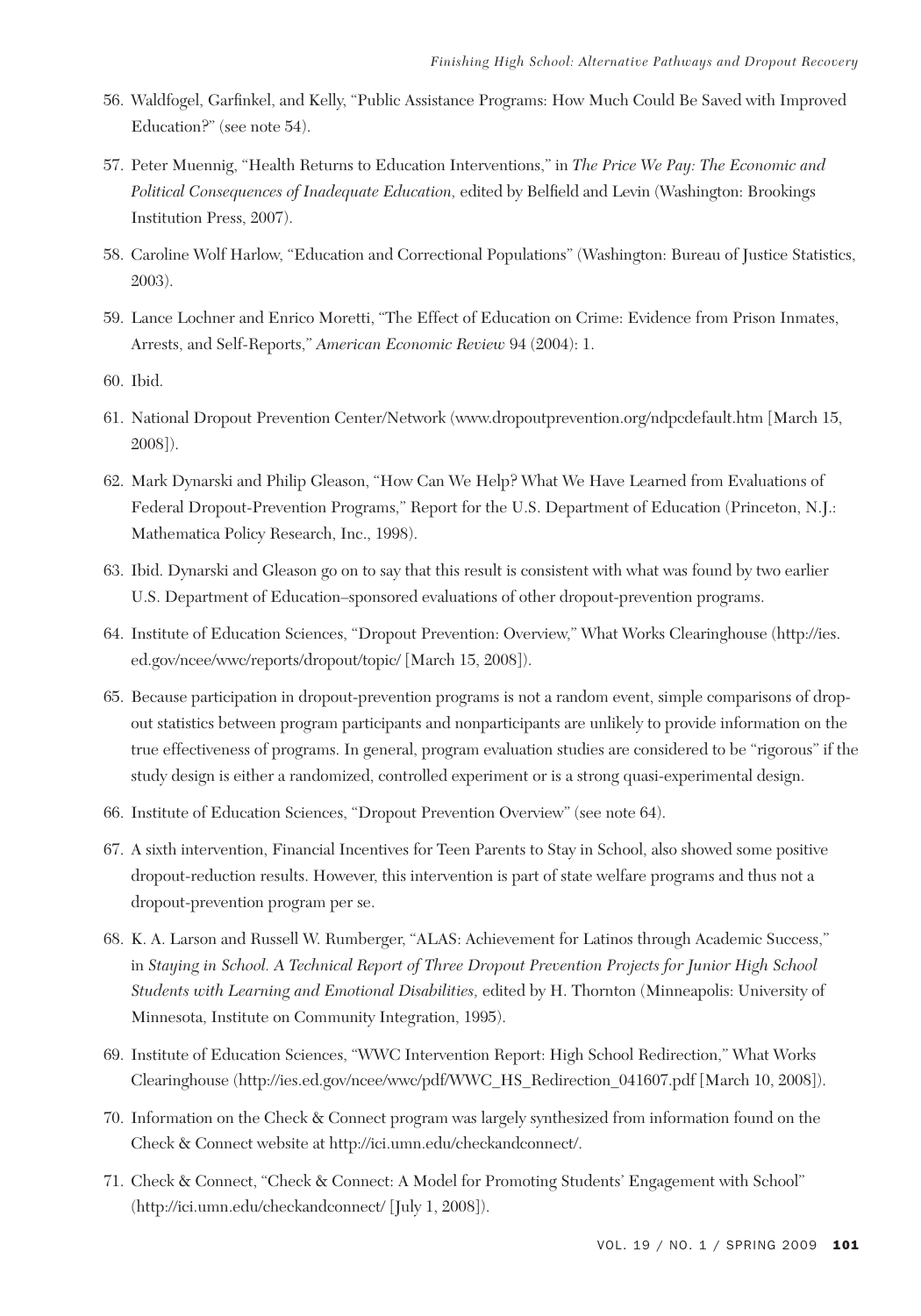56. Waldfogel, Garfinkel, and Kelly, "Public Assistance Programs: How Much Could Be Saved with Improved Education?" (see note 54).

57. Peter Muennig, "Health Returns to Education Interventions," in *The Price We Pay: The Economic and Political Consequences of Inadequate Education,* edited by Belfield and Levin (Washington: Brookings Institution Press, 2007).

58. Caroline Wolf Harlow, "Education and Correctional Populations" (Washington: Bureau of Justice Statistics, 2003).

59. Lance Lochner and Enrico Moretti, "The Effect of Education on Crime: Evidence from Prison Inmates, Arrests, and Self-Reports," *American Economic Review* 94 (2004): 1.

60. Ibid.

61. National Dropout Prevention Center/Network (www.dropoutprevention.org/ndpcdefault.htm [March 15, 2008]).

62. Mark Dynarski and Philip Gleason, "How Can We Help? What We Have Learned from Evaluations of Federal Dropout-Prevention Programs," Report for the U.S. Department of Education (Princeton, N.J.: Mathematica Policy Research, Inc., 1998).

63. Ibid. Dynarski and Gleason go on to say that this result is consistent with what was found by two earlier U.S. Department of Education–sponsored evaluations of other dropout-prevention programs.

64. Institute of Education Sciences, "Dropout Prevention: Overview," What Works Clearinghouse (http://ies.ed.gov/ncee/wwc/reports/dropout/topic/ [March 15, 2008]).

65. Because participation in dropout-prevention programs is not a random event, simple comparisons of dropout statistics between program participants and nonparticipants are unlikely to provide information on the true effectiveness of programs. In general, program evaluation studies are considered to be "rigorous" if the study design is either a randomized, controlled experiment or is a strong quasi-experimental design.

66. Institute of Education Sciences, "Dropout Prevention Overview" (see note 64).

67. A sixth intervention, Financial Incentives for Teen Parents to Stay in School, also showed some positive dropout-reduction results. However, this intervention is part of state welfare programs and thus not a dropout-prevention program per se.

68. K. A. Larson and Russell W. Rumberger, "ALAS: Achievement for Latinos through Academic Success," in *Staying in School. A Technical Report of Three Dropout Prevention Projects for Junior High School Students with Learning and Emotional Disabilities,* edited by H. Thornton (Minneapolis: University of Minnesota, Institute on Community Integration, 1995).

69. Institute of Education Sciences, "WWC Intervention Report: High School Redirection," What Works Clearinghouse (http://ies.ed.gov/ncee/wwc/pdf/WWC_HS_Redirection_041607.pdf [March 10, 2008]).

70. Information on the Check & Connect program was largely synthesized from information found on the Check & Connect website at http://ici.umn.edu/checkandconnect/.

71. Check & Connect, "Check & Connect: A Model for Promoting Students' Engagement with School" (http://ici.umn.edu/checkandconnect/ [July 1, 2008]).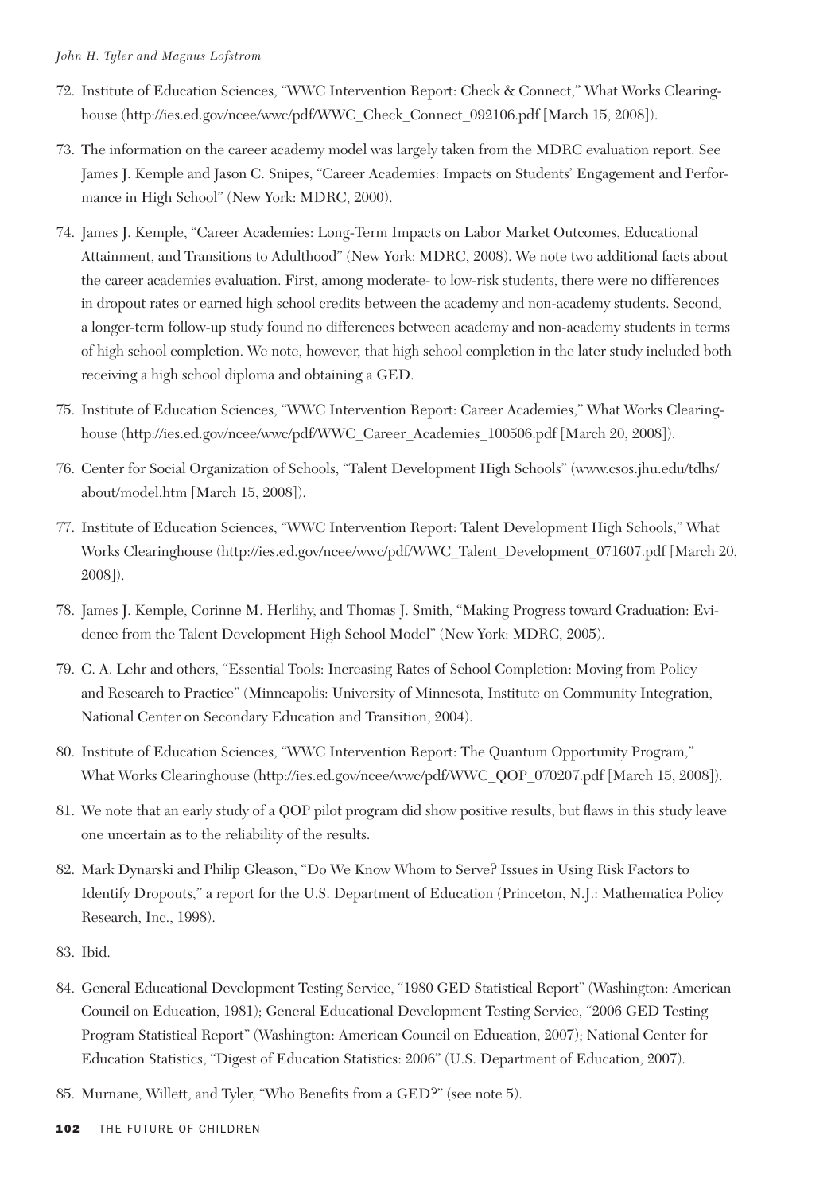72. Institute of Education Sciences, "WWC Intervention Report: Check & Connect," What Works Clearinghouse (http://ies.ed.gov/ncee/wwc/pdf/WWC_Check_Connect_092106.pdf [March 15, 2008]).

73. The information on the career academy model was largely taken from the MDRC evaluation report. See James J. Kemple and Jason C. Snipes, "Career Academies: Impacts on Students' Engagement and Performance in High School" (New York: MDRC, 2000).

74. James J. Kemple, "Career Academies: Long-Term Impacts on Labor Market Outcomes, Educational Attainment, and Transitions to Adulthood" (New York: MDRC, 2008). We note two additional facts about the career academies evaluation. First, among moderate- to low-risk students, there were no differences in dropout rates or earned high school credits between the academy and non-academy students. Second, a longer-term follow-up study found no differences between academy and non-academy students in terms of high school completion. We note, however, that high school completion in the later study included both receiving a high school diploma and obtaining a GED.

75. Institute of Education Sciences, "WWC Intervention Report: Career Academies," What Works Clearinghouse (http://ies.ed.gov/ncee/wwc/pdf/WWC_Career_Academies_100506.pdf [March 20, 2008]).

76. Center for Social Organization of Schools, "Talent Development High Schools" (www.csos.jhu.edu/tdhs/about/model.htm [March 15, 2008]).

77. Institute of Education Sciences, "WWC Intervention Report: Talent Development High Schools," What Works Clearinghouse (http://ies.ed.gov/ncee/wwc/pdf/WWC_Talent_Development_071607.pdf [March 20, 2008]).

78. James J. Kemple, Corinne M. Herlihy, and Thomas J. Smith, "Making Progress toward Graduation: Evidence from the Talent Development High School Model" (New York: MDRC, 2005).

79. C. A. Lehr and others, "Essential Tools: Increasing Rates of School Completion: Moving from Policy and Research to Practice" (Minneapolis: University of Minnesota, Institute on Community Integration, National Center on Secondary Education and Transition, 2004).

80. Institute of Education Sciences, "WWC Intervention Report: The Quantum Opportunity Program," What Works Clearinghouse (http://ies.ed.gov/ncee/wwc/pdf/WWC_QOP_070207.pdf [March 15, 2008]).

81. We note that an early study of a QOP pilot program did show positive results, but flaws in this study leave one uncertain as to the reliability of the results.

82. Mark Dynarski and Philip Gleason, "Do We Know Whom to Serve? Issues in Using Risk Factors to Identify Dropouts," a report for the U.S. Department of Education (Princeton, N.J.: Mathematica Policy Research, Inc., 1998).

83. Ibid.

84. General Educational Development Testing Service, "1980 GED Statistical Report" (Washington: American Council on Education, 1981); General Educational Development Testing Service, "2006 GED Testing Program Statistical Report" (Washington: American Council on Education, 2007); National Center for Education Statistics, "Digest of Education Statistics: 2006" (U.S. Department of Education, 2007).

85. Murnane, Willett, and Tyler, "Who Benefits from a GED?" (see note 5).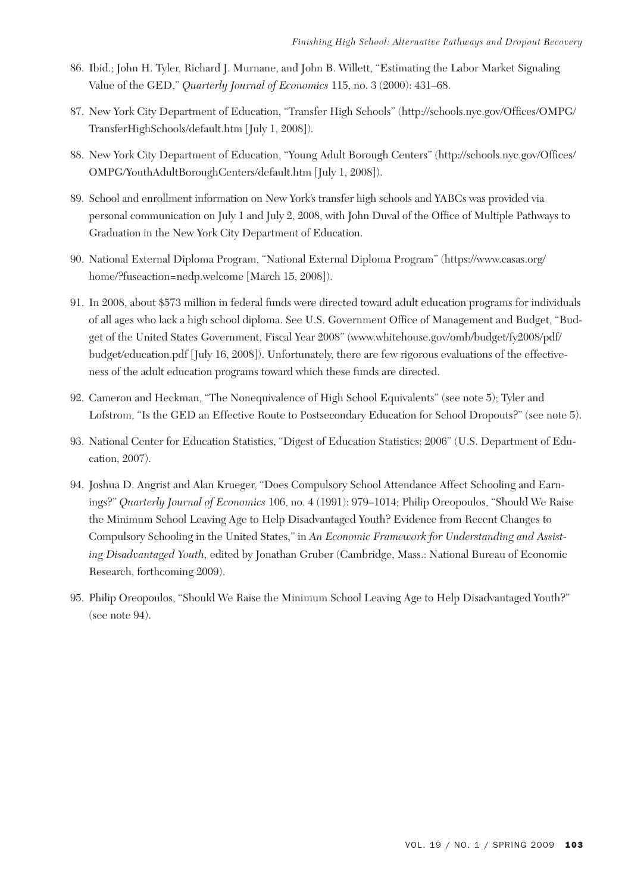86. Ibid.; John H. Tyler, Richard J. Murnane, and John B. Willett, "Estimating the Labor Market Signaling Value of the GED," *Quarterly Journal of Economics* 115, no. 3 (2000): 431–68.

87. New York City Department of Education, "Transfer High Schools" (http://schools.nyc.gov/Offices/OMPG/TransferHighSchools/default.htm [July 1, 2008]).

88. New York City Department of Education, "Young Adult Borough Centers" (http://schools.nyc.gov/Offices/OMPG/YouthAdultBoroughCenters/default.htm [July 1, 2008]).

89. School and enrollment information on New York's transfer high schools and YABCs was provided via personal communication on July 1 and July 2, 2008, with John Duval of the Office of Multiple Pathways to Graduation in the New York City Department of Education.

90. National External Diploma Program, "National External Diploma Program" (https://www.casas.org/home/?fuseaction=nedp.welcome [March 15, 2008]).

91. In 2008, about $573 million in federal funds were directed toward adult education programs for individuals of all ages who lack a high school diploma. See U.S. Government Office of Management and Budget, "Budget of the United States Government, Fiscal Year 2008" (www.whitehouse.gov/omb/budget/fy2008/pdf/budget/education.pdf [July 16, 2008]). Unfortunately, there are few rigorous evaluations of the effectiveness of the adult education programs toward which these funds are directed.

92. Cameron and Heckman, "The Nonequivalence of High School Equivalents" (see note 5); Tyler and Lofstrom, "Is the GED an Effective Route to Postsecondary Education for School Dropouts?" (see note 5).

93. National Center for Education Statistics, "Digest of Education Statistics: 2006" (U.S. Department of Education, 2007).

94. Joshua D. Angrist and Alan Krueger, "Does Compulsory School Attendance Affect Schooling and Earnings?" *Quarterly Journal of Economics* 106, no. 4 (1991): 979–1014; Philip Oreopoulos, "Should We Raise the Minimum School Leaving Age to Help Disadvantaged Youth? Evidence from Recent Changes to Compulsory Schooling in the United States," in *An Economic Framework for Understanding and Assisting Disadvantaged Youth,* edited by Jonathan Gruber (Cambridge, Mass.: National Bureau of Economic Research, forthcoming 2009).

95. Philip Oreopoulos, "Should We Raise the Minimum School Leaving Age to Help Disadvantaged Youth?" (see note 94).